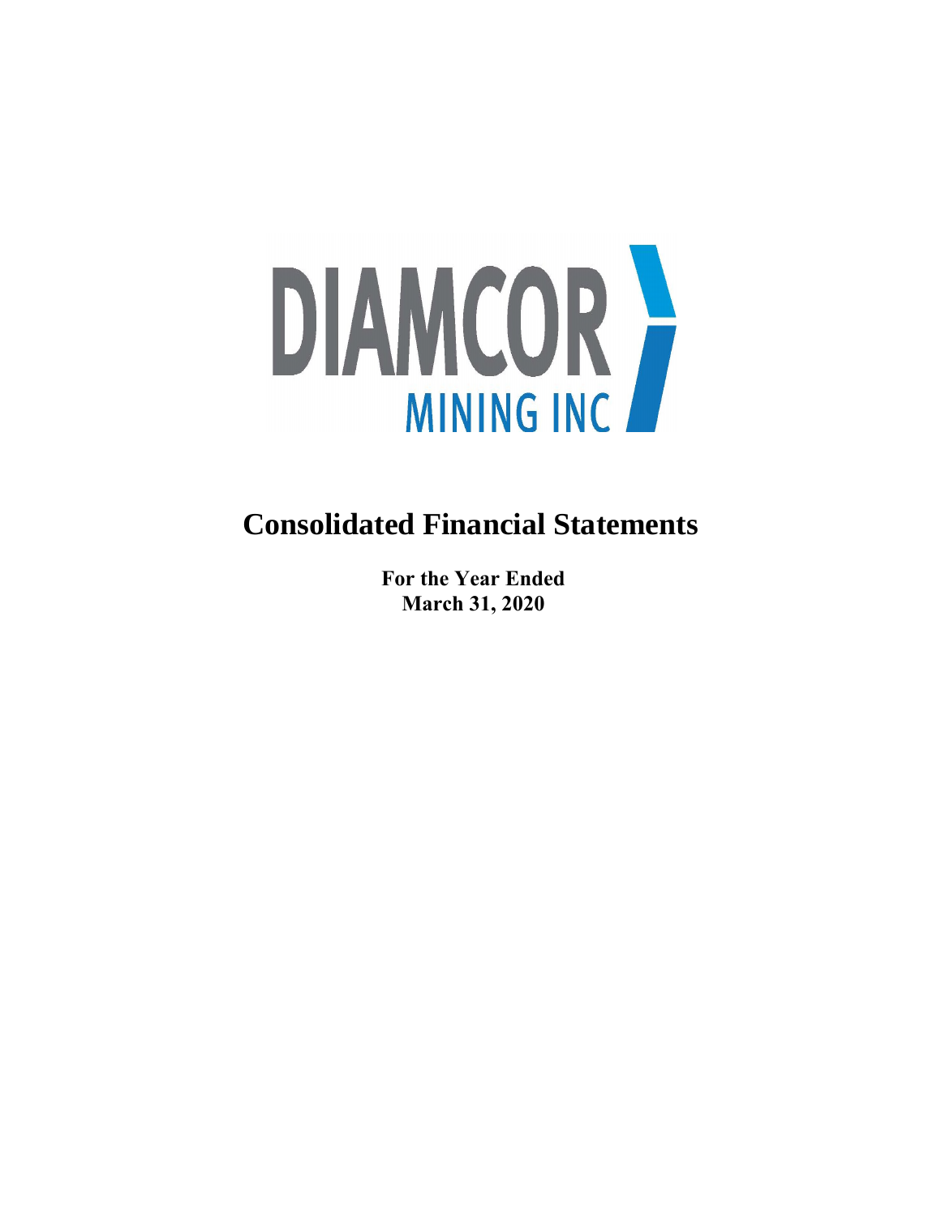# DIAMCOR MINING INC

# Consolidated Financial Statements

**For the Year Ended**
**March 31, 2020**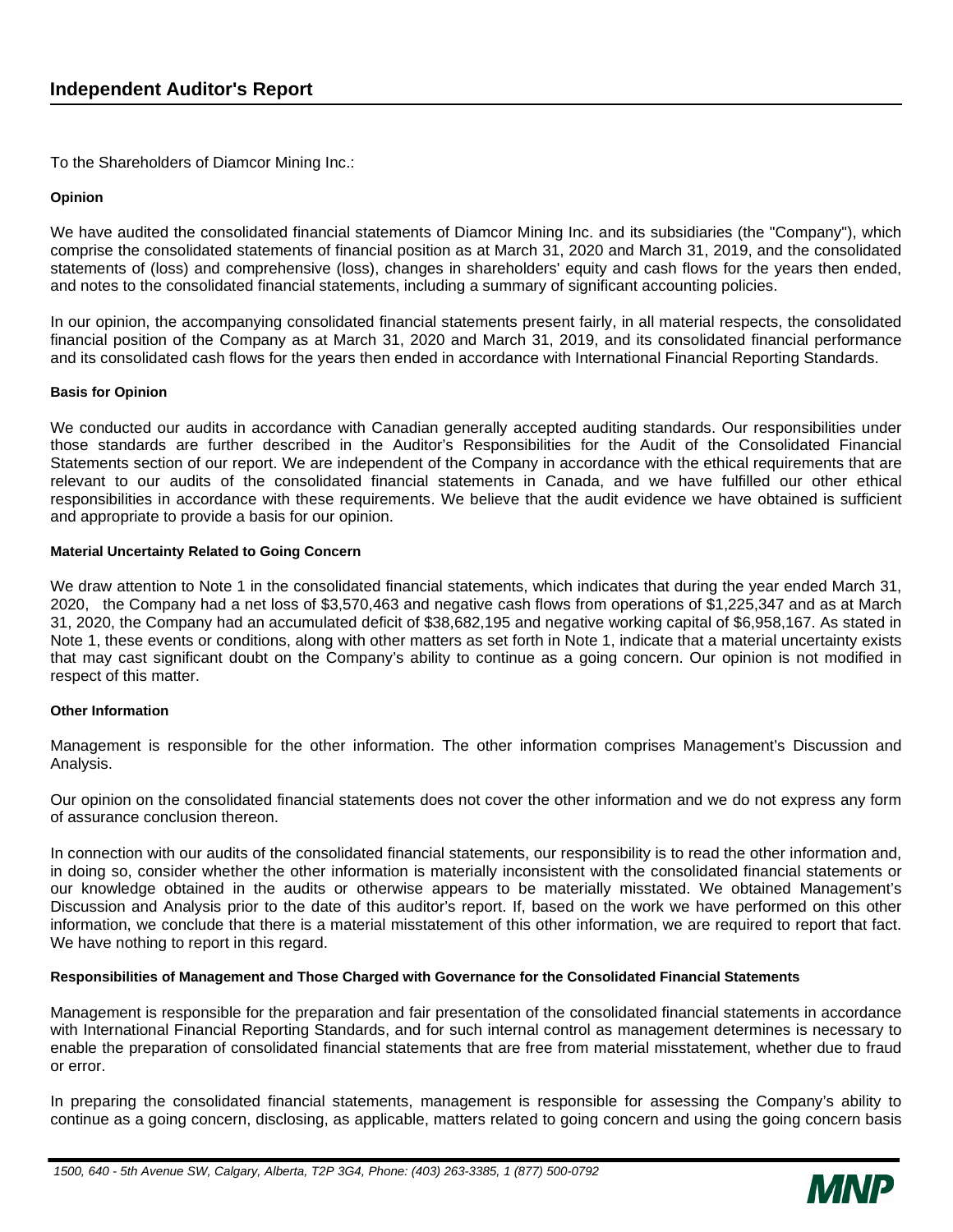# Independent Auditor's Report

To the Shareholders of Diamcor Mining Inc.:

### Opinion

We have audited the consolidated financial statements of Diamcor Mining Inc. and its subsidiaries (the "Company"), which comprise the consolidated statements of financial position as at March 31, 2020 and March 31, 2019, and the consolidated statements of (loss) and comprehensive (loss), changes in shareholders' equity and cash flows for the years then ended, and notes to the consolidated financial statements, including a summary of significant accounting policies.

In our opinion, the accompanying consolidated financial statements present fairly, in all material respects, the consolidated financial position of the Company as at March 31, 2020 and March 31, 2019, and its consolidated financial performance and its consolidated cash flows for the years then ended in accordance with International Financial Reporting Standards.

### Basis for Opinion

We conducted our audits in accordance with Canadian generally accepted auditing standards. Our responsibilities under those standards are further described in the Auditor's Responsibilities for the Audit of the Consolidated Financial Statements section of our report. We are independent of the Company in accordance with the ethical requirements that are relevant to our audits of the consolidated financial statements in Canada, and we have fulfilled our other ethical responsibilities in accordance with these requirements. We believe that the audit evidence we have obtained is sufficient and appropriate to provide a basis for our opinion.

### Material Uncertainty Related to Going Concern

We draw attention to Note 1 in the consolidated financial statements, which indicates that during the year ended March 31, 2020, the Company had a net loss of $3,570,463 and negative cash flows from operations of $1,225,347 and as at March 31, 2020, the Company had an accumulated deficit of $38,682,195 and negative working capital of $6,958,167. As stated in Note 1, these events or conditions, along with other matters as set forth in Note 1, indicate that a material uncertainty exists that may cast significant doubt on the Company's ability to continue as a going concern. Our opinion is not modified in respect of this matter.

### Other Information

Management is responsible for the other information. The other information comprises Management's Discussion and Analysis.

Our opinion on the consolidated financial statements does not cover the other information and we do not express any form of assurance conclusion thereon.

In connection with our audits of the consolidated financial statements, our responsibility is to read the other information and, in doing so, consider whether the other information is materially inconsistent with the consolidated financial statements or our knowledge obtained in the audits or otherwise appears to be materially misstated. We obtained Management's Discussion and Analysis prior to the date of this auditor's report. If, based on the work we have performed on this other information, we conclude that there is a material misstatement of this other information, we are required to report that fact. We have nothing to report in this regard.

### Responsibilities of Management and Those Charged with Governance for the Consolidated Financial Statements

Management is responsible for the preparation and fair presentation of the consolidated financial statements in accordance with International Financial Reporting Standards, and for such internal control as management determines is necessary to enable the preparation of consolidated financial statements that are free from material misstatement, whether due to fraud or error.

In preparing the consolidated financial statements, management is responsible for assessing the Company's ability to continue as a going concern, disclosing, as applicable, matters related to going concern and using the going concern basis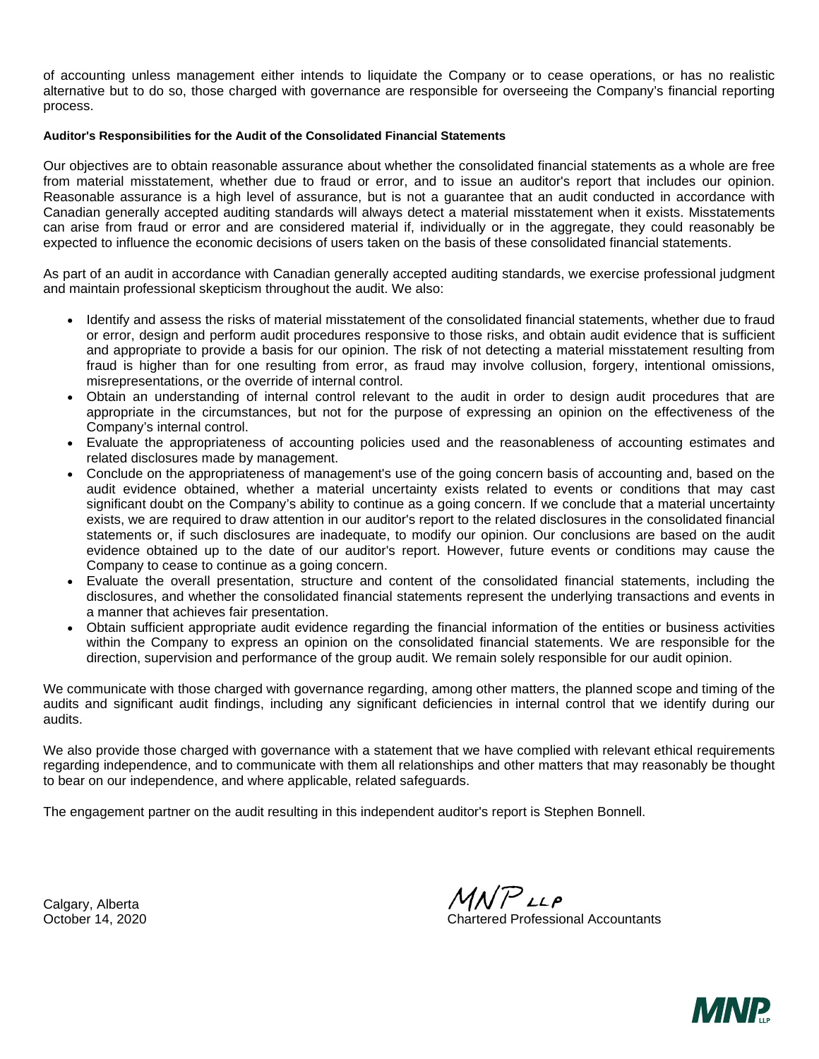of accounting unless management either intends to liquidate the Company or to cease operations, or has no realistic alternative but to do so, those charged with governance are responsible for overseeing the Company's financial reporting process.

**Auditor's Responsibilities for the Audit of the Consolidated Financial Statements**

Our objectives are to obtain reasonable assurance about whether the consolidated financial statements as a whole are free from material misstatement, whether due to fraud or error, and to issue an auditor's report that includes our opinion. Reasonable assurance is a high level of assurance, but is not a guarantee that an audit conducted in accordance with Canadian generally accepted auditing standards will always detect a material misstatement when it exists. Misstatements can arise from fraud or error and are considered material if, individually or in the aggregate, they could reasonably be expected to influence the economic decisions of users taken on the basis of these consolidated financial statements.

As part of an audit in accordance with Canadian generally accepted auditing standards, we exercise professional judgment and maintain professional skepticism throughout the audit. We also:

- Identify and assess the risks of material misstatement of the consolidated financial statements, whether due to fraud or error, design and perform audit procedures responsive to those risks, and obtain audit evidence that is sufficient and appropriate to provide a basis for our opinion. The risk of not detecting a material misstatement resulting from fraud is higher than for one resulting from error, as fraud may involve collusion, forgery, intentional omissions, misrepresentations, or the override of internal control.
- Obtain an understanding of internal control relevant to the audit in order to design audit procedures that are appropriate in the circumstances, but not for the purpose of expressing an opinion on the effectiveness of the Company's internal control.
- Evaluate the appropriateness of accounting policies used and the reasonableness of accounting estimates and related disclosures made by management.
- Conclude on the appropriateness of management's use of the going concern basis of accounting and, based on the audit evidence obtained, whether a material uncertainty exists related to events or conditions that may cast significant doubt on the Company's ability to continue as a going concern. If we conclude that a material uncertainty exists, we are required to draw attention in our auditor's report to the related disclosures in the consolidated financial statements or, if such disclosures are inadequate, to modify our opinion. Our conclusions are based on the audit evidence obtained up to the date of our auditor's report. However, future events or conditions may cause the Company to cease to continue as a going concern.
- Evaluate the overall presentation, structure and content of the consolidated financial statements, including the disclosures, and whether the consolidated financial statements represent the underlying transactions and events in a manner that achieves fair presentation.
- Obtain sufficient appropriate audit evidence regarding the financial information of the entities or business activities within the Company to express an opinion on the consolidated financial statements. We are responsible for the direction, supervision and performance of the group audit. We remain solely responsible for our audit opinion.

We communicate with those charged with governance regarding, among other matters, the planned scope and timing of the audits and significant audit findings, including any significant deficiencies in internal control that we identify during our audits.

We also provide those charged with governance with a statement that we have complied with relevant ethical requirements regarding independence, and to communicate with them all relationships and other matters that may reasonably be thought to bear on our independence, and where applicable, related safeguards.

The engagement partner on the audit resulting in this independent auditor's report is Stephen Bonnell.

Calgary, Alberta
October 14, 2020

MNP LLP
Chartered Professional Accountants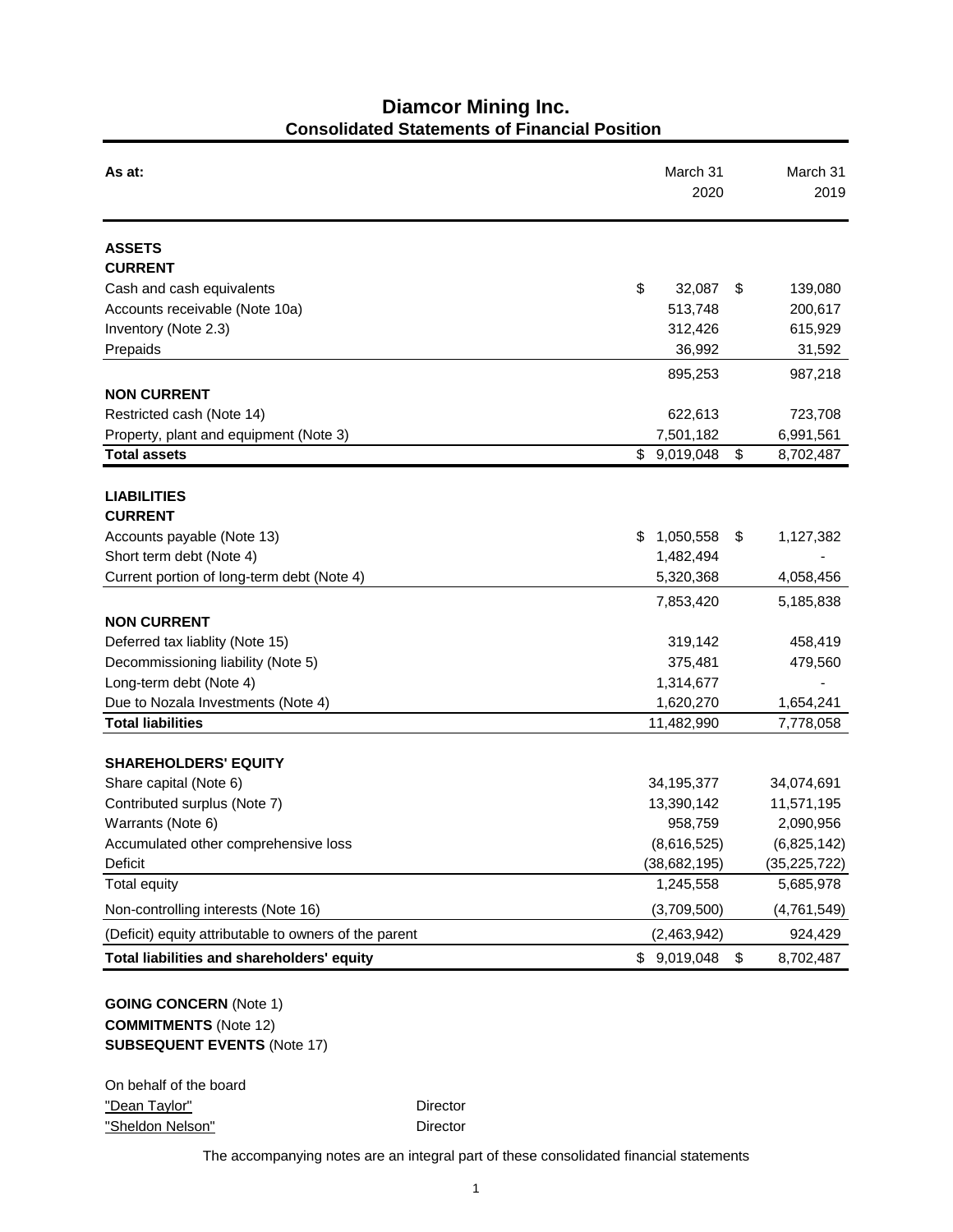# Diamcor Mining Inc.
## Consolidated Statements of Financial Position

| As at: | March 31 2020 | March 31 2019 |
|---|---|---|
| **ASSETS** | | |
| **CURRENT** | | |
| Cash and cash equivalents | $ 32,087 | $ 139,080 |
| Accounts receivable (Note 10a) | 513,748 | 200,617 |
| Inventory (Note 2.3) | 312,426 | 615,929 |
| Prepaids | 36,992 | 31,592 |
| | 895,253 | 987,218 |
| **NON CURRENT** | | |
| Restricted cash (Note 14) | 622,613 | 723,708 |
| Property, plant and equipment (Note 3) | 7,501,182 | 6,991,561 |
| **Total assets** | $ 9,019,048 | $ 8,702,487 |
| **LIABILITIES** | | |
| **CURRENT** | | |
| Accounts payable (Note 13) | $ 1,050,558 | $ 1,127,382 |
| Short term debt (Note 4) | 1,482,494 | - |
| Current portion of long-term debt (Note 4) | 5,320,368 | 4,058,456 |
| | 7,853,420 | 5,185,838 |
| **NON CURRENT** | | |
| Deferred tax liablity (Note 15) | 319,142 | 458,419 |
| Decommissioning liability (Note 5) | 375,481 | 479,560 |
| Long-term debt (Note 4) | 1,314,677 | - |
| Due to Nozala Investments (Note 4) | 1,620,270 | 1,654,241 |
| **Total liabilities** | 11,482,990 | 7,778,058 |
| **SHAREHOLDERS' EQUITY** | | |
| Share capital (Note 6) | 34,195,377 | 34,074,691 |
| Contributed surplus (Note 7) | 13,390,142 | 11,571,195 |
| Warrants (Note 6) | 958,759 | 2,090,956 |
| Accumulated other comprehensive loss | (8,616,525) | (6,825,142) |
| Deficit | (38,682,195) | (35,225,722) |
| Total equity | 1,245,558 | 5,685,978 |
| Non-controlling interests (Note 16) | (3,709,500) | (4,761,549) |
| (Deficit) equity attributable to owners of the parent | (2,463,942) | 924,429 |
| **Total liabilities and shareholders' equity** | $ 9,019,048 | $ 8,702,487 |

**GOING CONCERN** (Note 1)
**COMMITMENTS** (Note 12)
**SUBSEQUENT EVENTS** (Note 17)

On behalf of the board

"Dean Taylor" Director

"Sheldon Nelson" Director

The accompanying notes are an integral part of these consolidated financial statements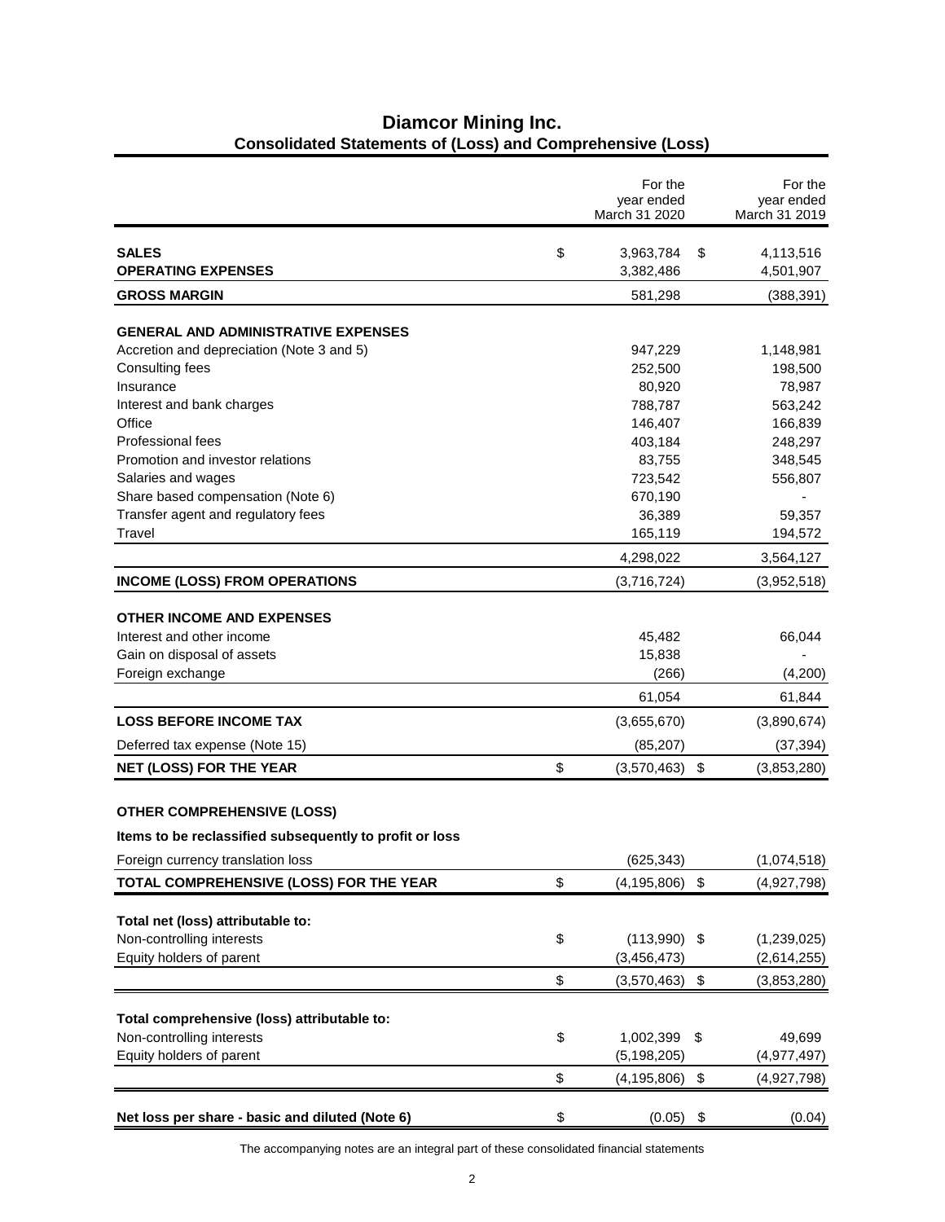# Diamcor Mining Inc.
## Consolidated Statements of (Loss) and Comprehensive (Loss)

| | For the year ended March 31 2020 | For the year ended March 31 2019 |
|---|---|---|
| **SALES** | $ 3,963,784 | $ 4,113,516 |
| **OPERATING EXPENSES** | 3,382,486 | 4,501,907 |
| **GROSS MARGIN** | 581,298 | (388,391) |
| **GENERAL AND ADMINISTRATIVE EXPENSES** | | |
| Accretion and depreciation (Note 3 and 5) | 947,229 | 1,148,981 |
| Consulting fees | 252,500 | 198,500 |
| Insurance | 80,920 | 78,987 |
| Interest and bank charges | 788,787 | 563,242 |
| Office | 146,407 | 166,839 |
| Professional fees | 403,184 | 248,297 |
| Promotion and investor relations | 83,755 | 348,545 |
| Salaries and wages | 723,542 | 556,807 |
| Share based compensation (Note 6) | 670,190 | - |
| Transfer agent and regulatory fees | 36,389 | 59,357 |
| Travel | 165,119 | 194,572 |
| | 4,298,022 | 3,564,127 |
| **INCOME (LOSS) FROM OPERATIONS** | (3,716,724) | (3,952,518) |
| **OTHER INCOME AND EXPENSES** | | |
| Interest and other income | 45,482 | 66,044 |
| Gain on disposal of assets | 15,838 | - |
| Foreign exchange | (266) | (4,200) |
| | 61,054 | 61,844 |
| **LOSS BEFORE INCOME TAX** | (3,655,670) | (3,890,674) |
| Deferred tax expense (Note 15) | (85,207) | (37,394) |
| **NET (LOSS) FOR THE YEAR** | $ (3,570,463) | $ (3,853,280) |
| **OTHER COMPREHENSIVE (LOSS)** | | |
| **Items to be reclassified subsequently to profit or loss** | | |
| Foreign currency translation loss | (625,343) | (1,074,518) |
| **TOTAL COMPREHENSIVE (LOSS) FOR THE YEAR** | $ (4,195,806) | $ (4,927,798) |
| **Total net (loss) attributable to:** | | |
| Non-controlling interests | $ (113,990) | $ (1,239,025) |
| Equity holders of parent | (3,456,473) | (2,614,255) |
| | $ (3,570,463) | $ (3,853,280) |
| **Total comprehensive (loss) attributable to:** | | |
| Non-controlling interests | $ 1,002,399 | $ 49,699 |
| Equity holders of parent | (5,198,205) | (4,977,497) |
| | $ (4,195,806) | $ (4,927,798) |
| **Net loss per share - basic and diluted (Note 6)** | $ (0.05) | $ (0.04) |

The accompanying notes are an integral part of these consolidated financial statements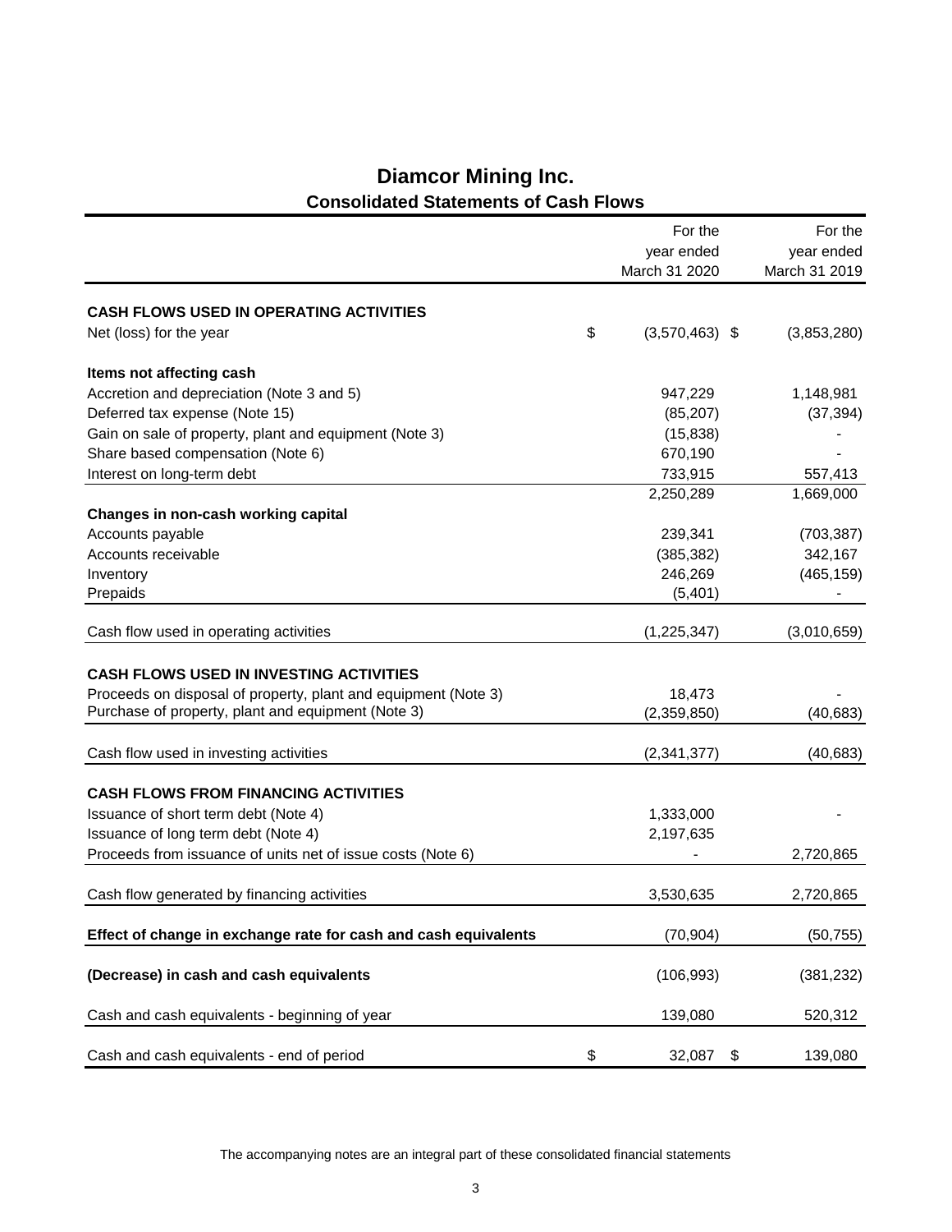# Diamcor Mining Inc.

## Consolidated Statements of Cash Flows

| | For the year ended March 31 2020 | For the year ended March 31 2019 |
|---|---|---|
| **CASH FLOWS USED IN OPERATING ACTIVITIES** | | |
| Net (loss) for the year | $ (3,570,463) | $ (3,853,280) |
| **Items not affecting cash** | | |
| Accretion and depreciation (Note 3 and 5) | 947,229 | 1,148,981 |
| Deferred tax expense (Note 15) | (85,207) | (37,394) |
| Gain on sale of property, plant and equipment (Note 3) | (15,838) | - |
| Share based compensation (Note 6) | 670,190 | - |
| Interest on long-term debt | 733,915 | 557,413 |
| | 2,250,289 | 1,669,000 |
| **Changes in non-cash working capital** | | |
| Accounts payable | 239,341 | (703,387) |
| Accounts receivable | (385,382) | 342,167 |
| Inventory | 246,269 | (465,159) |
| Prepaids | (5,401) | - |
| Cash flow used in operating activities | (1,225,347) | (3,010,659) |
| **CASH FLOWS USED IN INVESTING ACTIVITIES** | | |
| Proceeds on disposal of property, plant and equipment (Note 3) | 18,473 | - |
| Purchase of property, plant and equipment (Note 3) | (2,359,850) | (40,683) |
| Cash flow used in investing activities | (2,341,377) | (40,683) |
| **CASH FLOWS FROM FINANCING ACTIVITIES** | | |
| Issuance of short term debt (Note 4) | 1,333,000 | - |
| Issuance of long term debt (Note 4) | 2,197,635 | |
| Proceeds from issuance of units net of issue costs (Note 6) | - | 2,720,865 |
| Cash flow generated by financing activities | 3,530,635 | 2,720,865 |
| **Effect of change in exchange rate for cash and cash equivalents** | (70,904) | (50,755) |
| **(Decrease) in cash and cash equivalents** | (106,993) | (381,232) |
| Cash and cash equivalents - beginning of year | 139,080 | 520,312 |
| Cash and cash equivalents - end of period | $ 32,087 | $ 139,080 |

The accompanying notes are an integral part of these consolidated financial statements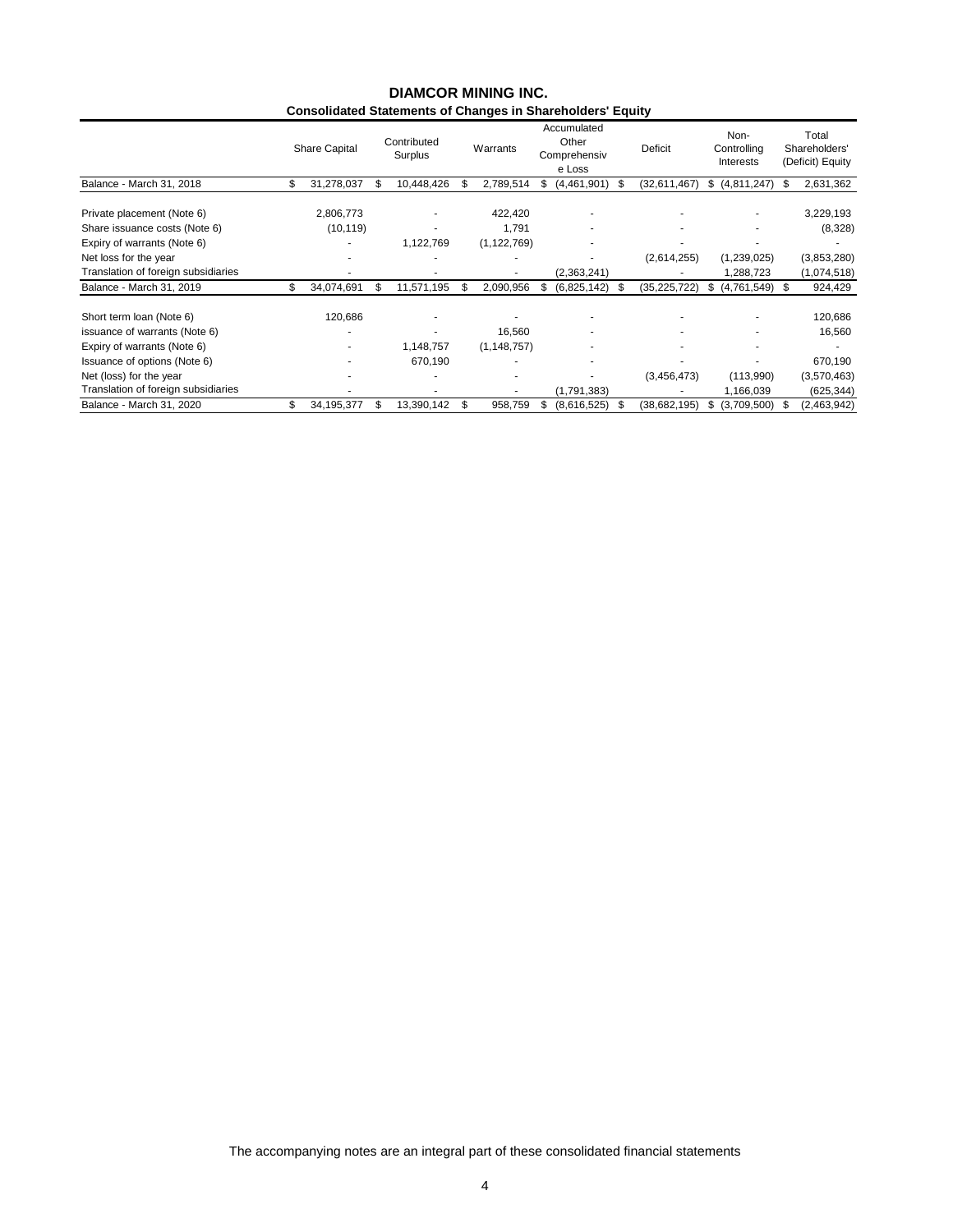# DIAMCOR MINING INC.

## Consolidated Statements of Changes in Shareholders' Equity

| | Share Capital | Contributed Surplus | Warrants | Accumulated Other Comprehensive Loss | Deficit | Non-Controlling Interests | Total Shareholders' (Deficit) Equity |
|---|---|---|---|---|---|---|---|
| Balance - March 31, 2018 | $ 31,278,037 | $ 10,448,426 | $ 2,789,514 | $ (4,461,901) | $ (32,611,467) | $ (4,811,247) | $ 2,631,362 |
| Private placement (Note 6) | 2,806,773 | - | 422,420 | - | - | - | 3,229,193 |
| Share issuance costs (Note 6) | (10,119) | - | 1,791 | - | - | - | (8,328) |
| Expiry of warrants (Note 6) | - | 1,122,769 | (1,122,769) | - | - | - | - |
| Net loss for the year | - | - | - | - | (2,614,255) | (1,239,025) | (3,853,280) |
| Translation of foreign subsidiaries | - | - | - | (2,363,241) | - | 1,288,723 | (1,074,518) |
| Balance - March 31, 2019 | $ 34,074,691 | $ 11,571,195 | $ 2,090,956 | $ (6,825,142) | $ (35,225,722) | $ (4,761,549) | $ 924,429 |
| Short term loan (Note 6) | 120,686 | - | - | - | - | - | 120,686 |
| issuance of warrants (Note 6) | - | - | 16,560 | - | - | - | 16,560 |
| Expiry of warrants (Note 6) | - | 1,148,757 | (1,148,757) | - | - | - | - |
| Issuance of options (Note 6) | - | 670,190 | - | - | - | - | 670,190 |
| Net (loss) for the year | - | - | - | - | (3,456,473) | (113,990) | (3,570,463) |
| Translation of foreign subsidiaries | - | - | - | (1,791,383) | - | 1,166,039 | (625,344) |
| Balance - March 31, 2020 | $ 34,195,377 | $ 13,390,142 | $ 958,759 | $ (8,616,525) | $ (38,682,195) | $ (3,709,500) | $ (2,463,942) |

The accompanying notes are an integral part of these consolidated financial statements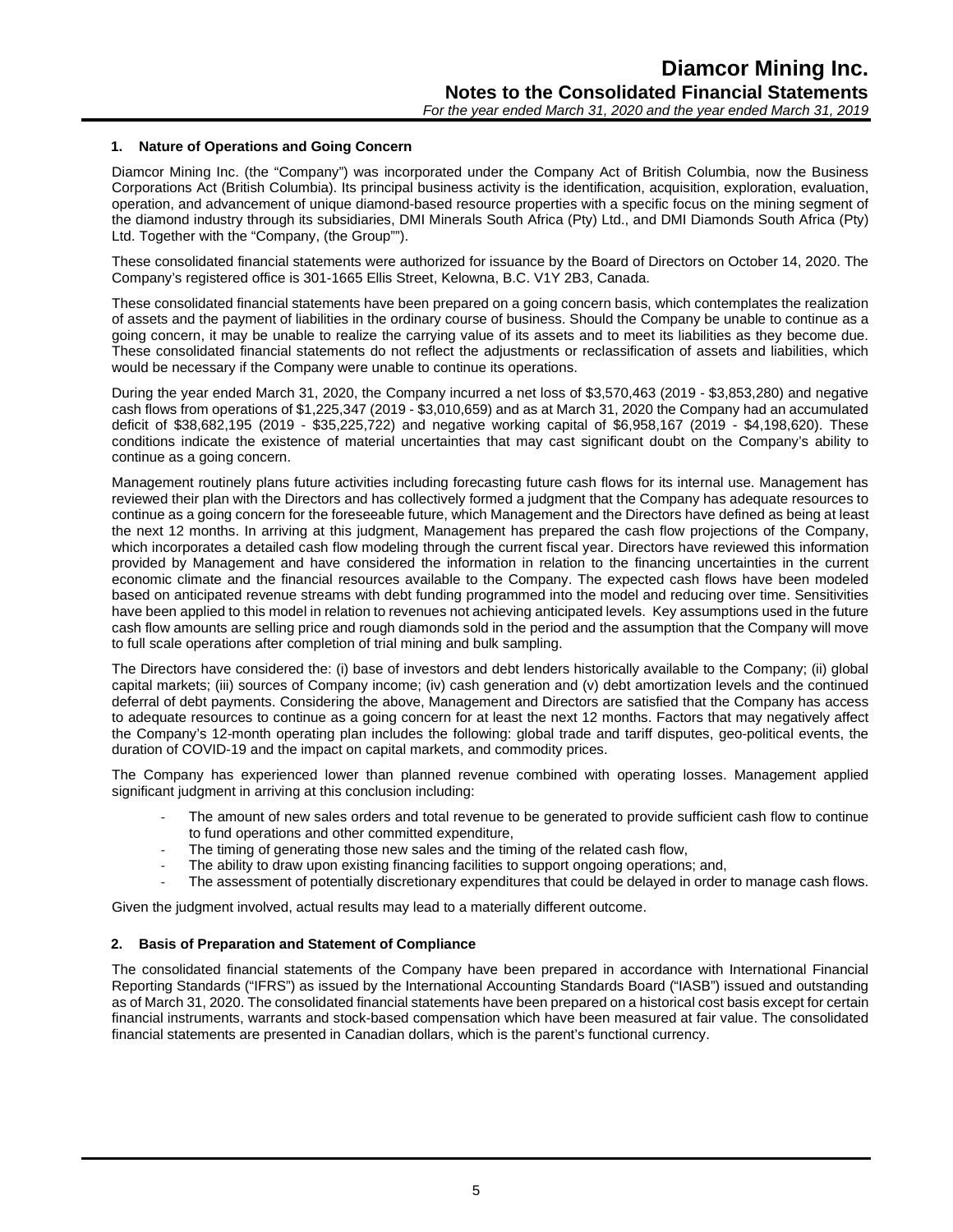## 1. Nature of Operations and Going Concern

Diamcor Mining Inc. (the "Company") was incorporated under the Company Act of British Columbia, now the Business Corporations Act (British Columbia). Its principal business activity is the identification, acquisition, exploration, evaluation, operation, and advancement of unique diamond-based resource properties with a specific focus on the mining segment of the diamond industry through its subsidiaries, DMI Minerals South Africa (Pty) Ltd., and DMI Diamonds South Africa (Pty) Ltd. Together with the "Company, (the Group"").

These consolidated financial statements were authorized for issuance by the Board of Directors on October 14, 2020. The Company's registered office is 301-1665 Ellis Street, Kelowna, B.C. V1Y 2B3, Canada.

These consolidated financial statements have been prepared on a going concern basis, which contemplates the realization of assets and the payment of liabilities in the ordinary course of business. Should the Company be unable to continue as a going concern, it may be unable to realize the carrying value of its assets and to meet its liabilities as they become due. These consolidated financial statements do not reflect the adjustments or reclassification of assets and liabilities, which would be necessary if the Company were unable to continue its operations.

During the year ended March 31, 2020, the Company incurred a net loss of $3,570,463 (2019 - $3,853,280) and negative cash flows from operations of $1,225,347 (2019 - $3,010,659) and as at March 31, 2020 the Company had an accumulated deficit of $38,682,195 (2019 - $35,225,722) and negative working capital of $6,958,167 (2019 - $4,198,620). These conditions indicate the existence of material uncertainties that may cast significant doubt on the Company's ability to continue as a going concern.

Management routinely plans future activities including forecasting future cash flows for its internal use. Management has reviewed their plan with the Directors and has collectively formed a judgment that the Company has adequate resources to continue as a going concern for the foreseeable future, which Management and the Directors have defined as being at least the next 12 months. In arriving at this judgment, Management has prepared the cash flow projections of the Company, which incorporates a detailed cash flow modeling through the current fiscal year. Directors have reviewed this information provided by Management and have considered the information in relation to the financing uncertainties in the current economic climate and the financial resources available to the Company. The expected cash flows have been modeled based on anticipated revenue streams with debt funding programmed into the model and reducing over time. Sensitivities have been applied to this model in relation to revenues not achieving anticipated levels. Key assumptions used in the future cash flow amounts are selling price and rough diamonds sold in the period and the assumption that the Company will move to full scale operations after completion of trial mining and bulk sampling.

The Directors have considered the: (i) base of investors and debt lenders historically available to the Company; (ii) global capital markets; (iii) sources of Company income; (iv) cash generation and (v) debt amortization levels and the continued deferral of debt payments. Considering the above, Management and Directors are satisfied that the Company has access to adequate resources to continue as a going concern for at least the next 12 months. Factors that may negatively affect the Company's 12-month operating plan includes the following: global trade and tariff disputes, geo-political events, the duration of COVID-19 and the impact on capital markets, and commodity prices.

The Company has experienced lower than planned revenue combined with operating losses. Management applied significant judgment in arriving at this conclusion including:

- The amount of new sales orders and total revenue to be generated to provide sufficient cash flow to continue to fund operations and other committed expenditure,
- The timing of generating those new sales and the timing of the related cash flow,
- The ability to draw upon existing financing facilities to support ongoing operations; and,
- The assessment of potentially discretionary expenditures that could be delayed in order to manage cash flows.

Given the judgment involved, actual results may lead to a materially different outcome.

## 2. Basis of Preparation and Statement of Compliance

The consolidated financial statements of the Company have been prepared in accordance with International Financial Reporting Standards ("IFRS") as issued by the International Accounting Standards Board ("IASB") issued and outstanding as of March 31, 2020. The consolidated financial statements have been prepared on a historical cost basis except for certain financial instruments, warrants and stock-based compensation which have been measured at fair value. The consolidated financial statements are presented in Canadian dollars, which is the parent's functional currency.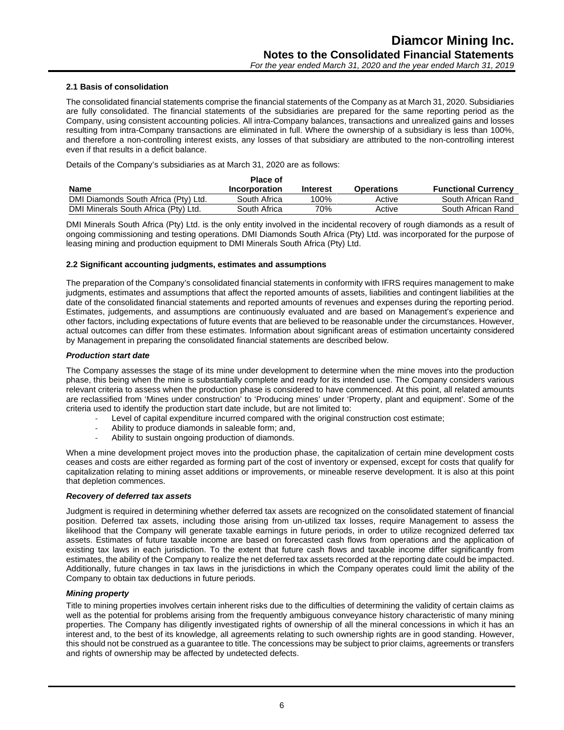### 2.1 Basis of consolidation

The consolidated financial statements comprise the financial statements of the Company as at March 31, 2020. Subsidiaries are fully consolidated. The financial statements of the subsidiaries are prepared for the same reporting period as the Company, using consistent accounting policies. All intra-Company balances, transactions and unrealized gains and losses resulting from intra-Company transactions are eliminated in full. Where the ownership of a subsidiary is less than 100%, and therefore a non-controlling interest exists, any losses of that subsidiary are attributed to the non-controlling interest even if that results in a deficit balance.

Details of the Company's subsidiaries as at March 31, 2020 are as follows:

| Name | Place of Incorporation | Interest | Operations | Functional Currency |
|---|---|---|---|---|
| DMI Diamonds South Africa (Pty) Ltd. | South Africa | 100% | Active | South African Rand |
| DMI Minerals South Africa (Pty) Ltd. | South Africa | 70% | Active | South African Rand |

DMI Minerals South Africa (Pty) Ltd. is the only entity involved in the incidental recovery of rough diamonds as a result of ongoing commissioning and testing operations. DMI Diamonds South Africa (Pty) Ltd. was incorporated for the purpose of leasing mining and production equipment to DMI Minerals South Africa (Pty) Ltd.

### 2.2 Significant accounting judgments, estimates and assumptions

The preparation of the Company's consolidated financial statements in conformity with IFRS requires management to make judgments, estimates and assumptions that affect the reported amounts of assets, liabilities and contingent liabilities at the date of the consolidated financial statements and reported amounts of revenues and expenses during the reporting period. Estimates, judgements, and assumptions are continuously evaluated and are based on Management's experience and other factors, including expectations of future events that are believed to be reasonable under the circumstances. However, actual outcomes can differ from these estimates. Information about significant areas of estimation uncertainty considered by Management in preparing the consolidated financial statements are described below.

***Production start date***

The Company assesses the stage of its mine under development to determine when the mine moves into the production phase, this being when the mine is substantially complete and ready for its intended use. The Company considers various relevant criteria to assess when the production phase is considered to have commenced. At this point, all related amounts are reclassified from 'Mines under construction' to 'Producing mines' under 'Property, plant and equipment'. Some of the criteria used to identify the production start date include, but are not limited to:

- Level of capital expenditure incurred compared with the original construction cost estimate;
- Ability to produce diamonds in saleable form; and,
- Ability to sustain ongoing production of diamonds.

When a mine development project moves into the production phase, the capitalization of certain mine development costs ceases and costs are either regarded as forming part of the cost of inventory or expensed, except for costs that qualify for capitalization relating to mining asset additions or improvements, or mineable reserve development. It is also at this point that depletion commences.

***Recovery of deferred tax assets***

Judgment is required in determining whether deferred tax assets are recognized on the consolidated statement of financial position. Deferred tax assets, including those arising from un-utilized tax losses, require Management to assess the likelihood that the Company will generate taxable earnings in future periods, in order to utilize recognized deferred tax assets. Estimates of future taxable income are based on forecasted cash flows from operations and the application of existing tax laws in each jurisdiction. To the extent that future cash flows and taxable income differ significantly from estimates, the ability of the Company to realize the net deferred tax assets recorded at the reporting date could be impacted. Additionally, future changes in tax laws in the jurisdictions in which the Company operates could limit the ability of the Company to obtain tax deductions in future periods.

***Mining property***

Title to mining properties involves certain inherent risks due to the difficulties of determining the validity of certain claims as well as the potential for problems arising from the frequently ambiguous conveyance history characteristic of many mining properties. The Company has diligently investigated rights of ownership of all the mineral concessions in which it has an interest and, to the best of its knowledge, all agreements relating to such ownership rights are in good standing. However, this should not be construed as a guarantee to title. The concessions may be subject to prior claims, agreements or transfers and rights of ownership may be affected by undetected defects.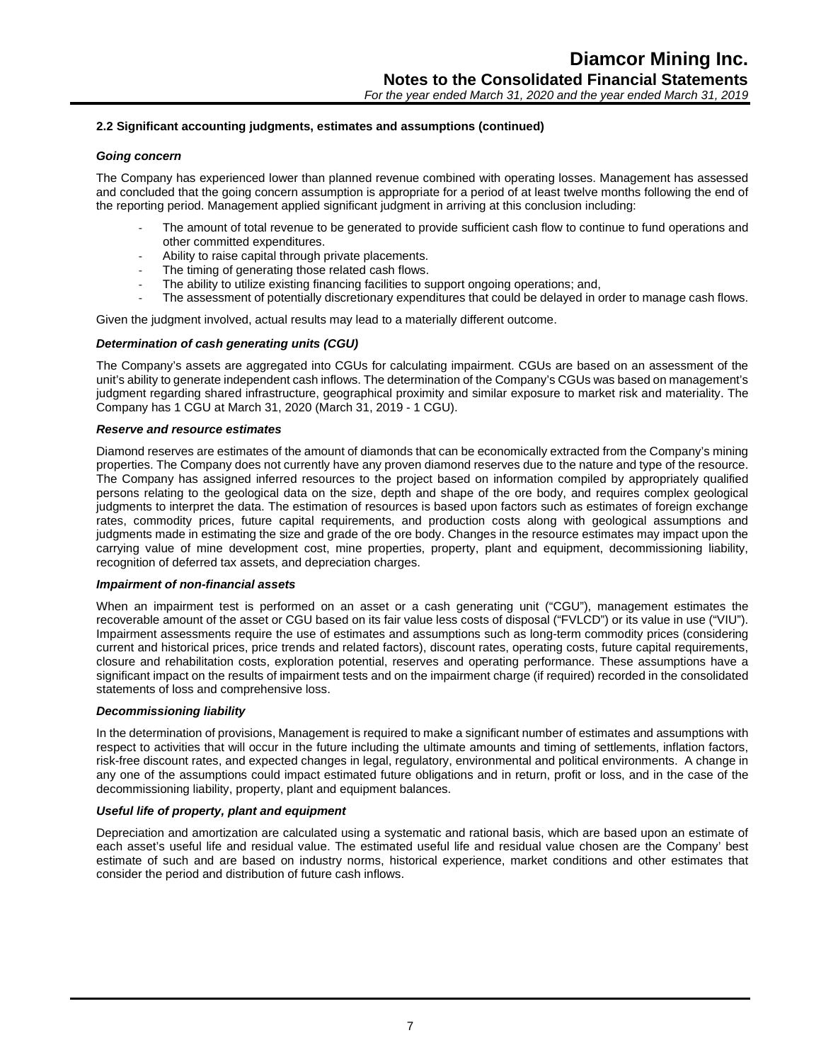### 2.2 Significant accounting judgments, estimates and assumptions (continued)

***Going concern***

The Company has experienced lower than planned revenue combined with operating losses. Management has assessed and concluded that the going concern assumption is appropriate for a period of at least twelve months following the end of the reporting period. Management applied significant judgment in arriving at this conclusion including:

- The amount of total revenue to be generated to provide sufficient cash flow to continue to fund operations and other committed expenditures.
- Ability to raise capital through private placements.
- The timing of generating those related cash flows.
- The ability to utilize existing financing facilities to support ongoing operations; and,
- The assessment of potentially discretionary expenditures that could be delayed in order to manage cash flows.

Given the judgment involved, actual results may lead to a materially different outcome.

***Determination of cash generating units (CGU)***

The Company's assets are aggregated into CGUs for calculating impairment. CGUs are based on an assessment of the unit's ability to generate independent cash inflows. The determination of the Company's CGUs was based on management's judgment regarding shared infrastructure, geographical proximity and similar exposure to market risk and materiality. The Company has 1 CGU at March 31, 2020 (March 31, 2019 - 1 CGU).

***Reserve and resource estimates***

Diamond reserves are estimates of the amount of diamonds that can be economically extracted from the Company's mining properties. The Company does not currently have any proven diamond reserves due to the nature and type of the resource. The Company has assigned inferred resources to the project based on information compiled by appropriately qualified persons relating to the geological data on the size, depth and shape of the ore body, and requires complex geological judgments to interpret the data. The estimation of resources is based upon factors such as estimates of foreign exchange rates, commodity prices, future capital requirements, and production costs along with geological assumptions and judgments made in estimating the size and grade of the ore body. Changes in the resource estimates may impact upon the carrying value of mine development cost, mine properties, property, plant and equipment, decommissioning liability, recognition of deferred tax assets, and depreciation charges.

***Impairment of non-financial assets***

When an impairment test is performed on an asset or a cash generating unit ("CGU"), management estimates the recoverable amount of the asset or CGU based on its fair value less costs of disposal ("FVLCD") or its value in use ("VIU"). Impairment assessments require the use of estimates and assumptions such as long-term commodity prices (considering current and historical prices, price trends and related factors), discount rates, operating costs, future capital requirements, closure and rehabilitation costs, exploration potential, reserves and operating performance. These assumptions have a significant impact on the results of impairment tests and on the impairment charge (if required) recorded in the consolidated statements of loss and comprehensive loss.

***Decommissioning liability***

In the determination of provisions, Management is required to make a significant number of estimates and assumptions with respect to activities that will occur in the future including the ultimate amounts and timing of settlements, inflation factors, risk-free discount rates, and expected changes in legal, regulatory, environmental and political environments. A change in any one of the assumptions could impact estimated future obligations and in return, profit or loss, and in the case of the decommissioning liability, property, plant and equipment balances.

***Useful life of property, plant and equipment***

Depreciation and amortization are calculated using a systematic and rational basis, which are based upon an estimate of each asset's useful life and residual value. The estimated useful life and residual value chosen are the Company' best estimate of such and are based on industry norms, historical experience, market conditions and other estimates that consider the period and distribution of future cash inflows.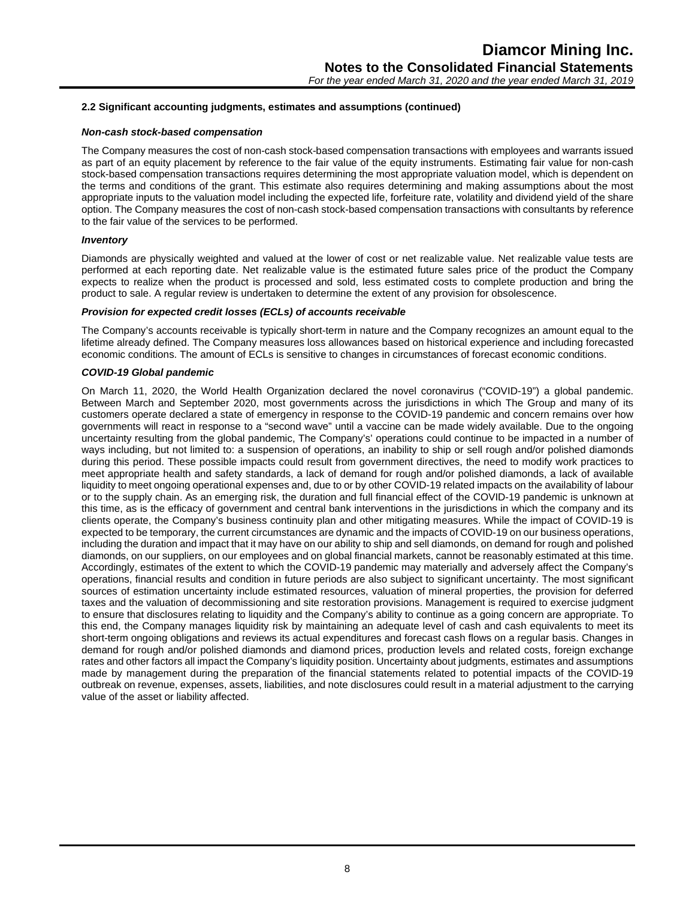### 2.2 Significant accounting judgments, estimates and assumptions (continued)

***Non-cash stock-based compensation***

The Company measures the cost of non-cash stock-based compensation transactions with employees and warrants issued as part of an equity placement by reference to the fair value of the equity instruments. Estimating fair value for non-cash stock-based compensation transactions requires determining the most appropriate valuation model, which is dependent on the terms and conditions of the grant. This estimate also requires determining and making assumptions about the most appropriate inputs to the valuation model including the expected life, forfeiture rate, volatility and dividend yield of the share option. The Company measures the cost of non-cash stock-based compensation transactions with consultants by reference to the fair value of the services to be performed.

***Inventory***

Diamonds are physically weighted and valued at the lower of cost or net realizable value. Net realizable value tests are performed at each reporting date. Net realizable value is the estimated future sales price of the product the Company expects to realize when the product is processed and sold, less estimated costs to complete production and bring the product to sale. A regular review is undertaken to determine the extent of any provision for obsolescence.

***Provision for expected credit losses (ECLs) of accounts receivable***

The Company's accounts receivable is typically short-term in nature and the Company recognizes an amount equal to the lifetime already defined. The Company measures loss allowances based on historical experience and including forecasted economic conditions. The amount of ECLs is sensitive to changes in circumstances of forecast economic conditions.

***COVID-19 Global pandemic***

On March 11, 2020, the World Health Organization declared the novel coronavirus ("COVID-19") a global pandemic. Between March and September 2020, most governments across the jurisdictions in which The Group and many of its customers operate declared a state of emergency in response to the COVID-19 pandemic and concern remains over how governments will react in response to a "second wave" until a vaccine can be made widely available. Due to the ongoing uncertainty resulting from the global pandemic, The Company's' operations could continue to be impacted in a number of ways including, but not limited to: a suspension of operations, an inability to ship or sell rough and/or polished diamonds during this period. These possible impacts could result from government directives, the need to modify work practices to meet appropriate health and safety standards, a lack of demand for rough and/or polished diamonds, a lack of available liquidity to meet ongoing operational expenses and, due to or by other COVID-19 related impacts on the availability of labour or to the supply chain. As an emerging risk, the duration and full financial effect of the COVID-19 pandemic is unknown at this time, as is the efficacy of government and central bank interventions in the jurisdictions in which the company and its clients operate, the Company's business continuity plan and other mitigating measures. While the impact of COVID-19 is expected to be temporary, the current circumstances are dynamic and the impacts of COVID-19 on our business operations, including the duration and impact that it may have on our ability to ship and sell diamonds, on demand for rough and polished diamonds, on our suppliers, on our employees and on global financial markets, cannot be reasonably estimated at this time. Accordingly, estimates of the extent to which the COVID-19 pandemic may materially and adversely affect the Company's operations, financial results and condition in future periods are also subject to significant uncertainty. The most significant sources of estimation uncertainty include estimated resources, valuation of mineral properties, the provision for deferred taxes and the valuation of decommissioning and site restoration provisions. Management is required to exercise judgment to ensure that disclosures relating to liquidity and the Company's ability to continue as a going concern are appropriate. To this end, the Company manages liquidity risk by maintaining an adequate level of cash and cash equivalents to meet its short-term ongoing obligations and reviews its actual expenditures and forecast cash flows on a regular basis. Changes in demand for rough and/or polished diamonds and diamond prices, production levels and related costs, foreign exchange rates and other factors all impact the Company's liquidity position. Uncertainty about judgments, estimates and assumptions made by management during the preparation of the financial statements related to potential impacts of the COVID-19 outbreak on revenue, expenses, assets, liabilities, and note disclosures could result in a material adjustment to the carrying value of the asset or liability affected.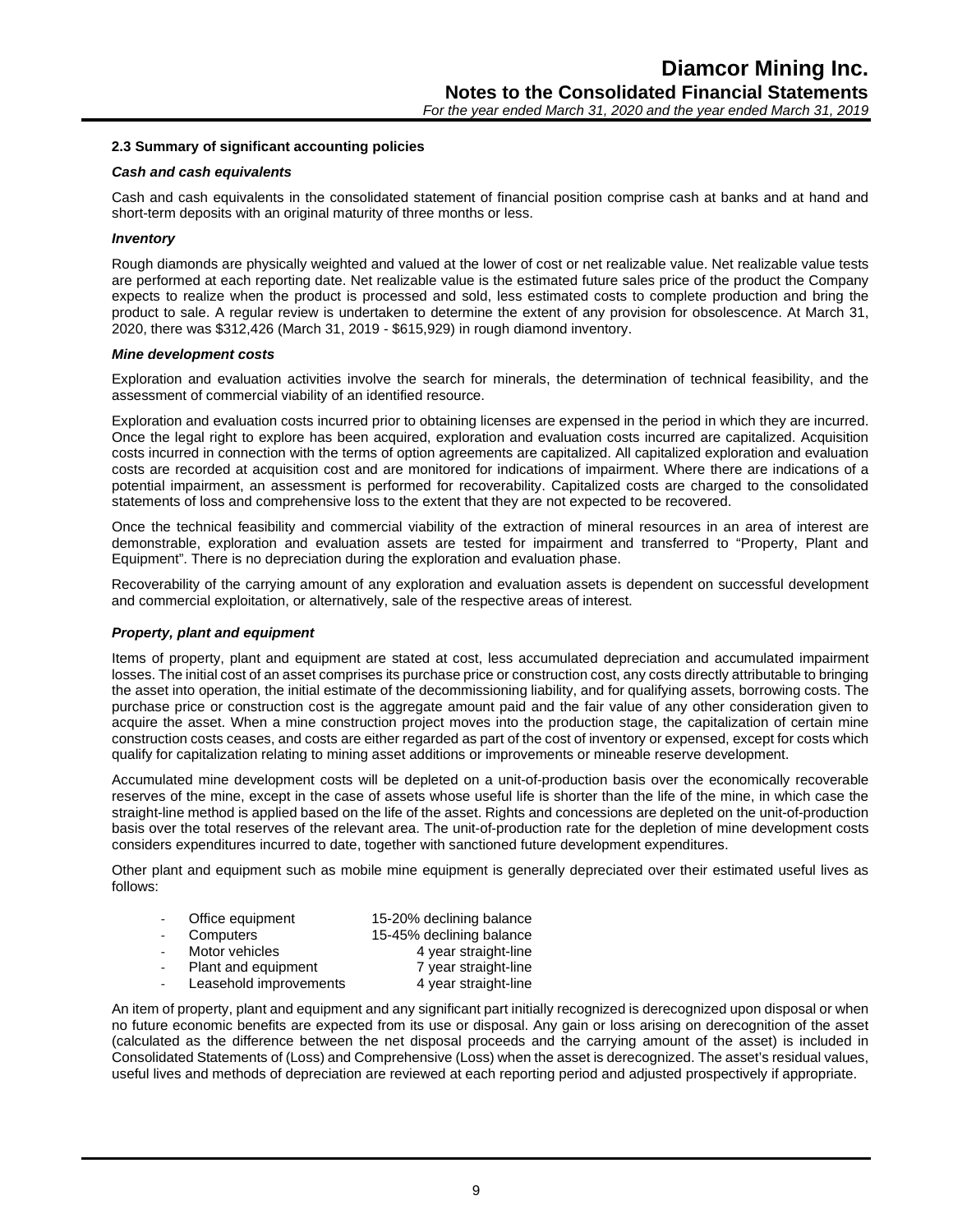### 2.3 Summary of significant accounting policies

***Cash and cash equivalents***

Cash and cash equivalents in the consolidated statement of financial position comprise cash at banks and at hand and short-term deposits with an original maturity of three months or less.

***Inventory***

Rough diamonds are physically weighted and valued at the lower of cost or net realizable value. Net realizable value tests are performed at each reporting date. Net realizable value is the estimated future sales price of the product the Company expects to realize when the product is processed and sold, less estimated costs to complete production and bring the product to sale. A regular review is undertaken to determine the extent of any provision for obsolescence. At March 31, 2020, there was $312,426 (March 31, 2019 - $615,929) in rough diamond inventory.

***Mine development costs***

Exploration and evaluation activities involve the search for minerals, the determination of technical feasibility, and the assessment of commercial viability of an identified resource.

Exploration and evaluation costs incurred prior to obtaining licenses are expensed in the period in which they are incurred. Once the legal right to explore has been acquired, exploration and evaluation costs incurred are capitalized. Acquisition costs incurred in connection with the terms of option agreements are capitalized. All capitalized exploration and evaluation costs are recorded at acquisition cost and are monitored for indications of impairment. Where there are indications of a potential impairment, an assessment is performed for recoverability. Capitalized costs are charged to the consolidated statements of loss and comprehensive loss to the extent that they are not expected to be recovered.

Once the technical feasibility and commercial viability of the extraction of mineral resources in an area of interest are demonstrable, exploration and evaluation assets are tested for impairment and transferred to "Property, Plant and Equipment". There is no depreciation during the exploration and evaluation phase.

Recoverability of the carrying amount of any exploration and evaluation assets is dependent on successful development and commercial exploitation, or alternatively, sale of the respective areas of interest.

***Property, plant and equipment***

Items of property, plant and equipment are stated at cost, less accumulated depreciation and accumulated impairment losses. The initial cost of an asset comprises its purchase price or construction cost, any costs directly attributable to bringing the asset into operation, the initial estimate of the decommissioning liability, and for qualifying assets, borrowing costs. The purchase price or construction cost is the aggregate amount paid and the fair value of any other consideration given to acquire the asset. When a mine construction project moves into the production stage, the capitalization of certain mine construction costs ceases, and costs are either regarded as part of the cost of inventory or expensed, except for costs which qualify for capitalization relating to mining asset additions or improvements or mineable reserve development.

Accumulated mine development costs will be depleted on a unit-of-production basis over the economically recoverable reserves of the mine, except in the case of assets whose useful life is shorter than the life of the mine, in which case the straight-line method is applied based on the life of the asset. Rights and concessions are depleted on the unit-of-production basis over the total reserves of the relevant area. The unit-of-production rate for the depletion of mine development costs considers expenditures incurred to date, together with sanctioned future development expenditures.

Other plant and equipment such as mobile mine equipment is generally depreciated over their estimated useful lives as follows:

- Office equipment — 15-20% declining balance
- Computers — 15-45% declining balance
- Motor vehicles — 4 year straight-line
- Plant and equipment — 7 year straight-line
- Leasehold improvements — 4 year straight-line

An item of property, plant and equipment and any significant part initially recognized is derecognized upon disposal or when no future economic benefits are expected from its use or disposal. Any gain or loss arising on derecognition of the asset (calculated as the difference between the net disposal proceeds and the carrying amount of the asset) is included in Consolidated Statements of (Loss) and Comprehensive (Loss) when the asset is derecognized. The asset's residual values, useful lives and methods of depreciation are reviewed at each reporting period and adjusted prospectively if appropriate.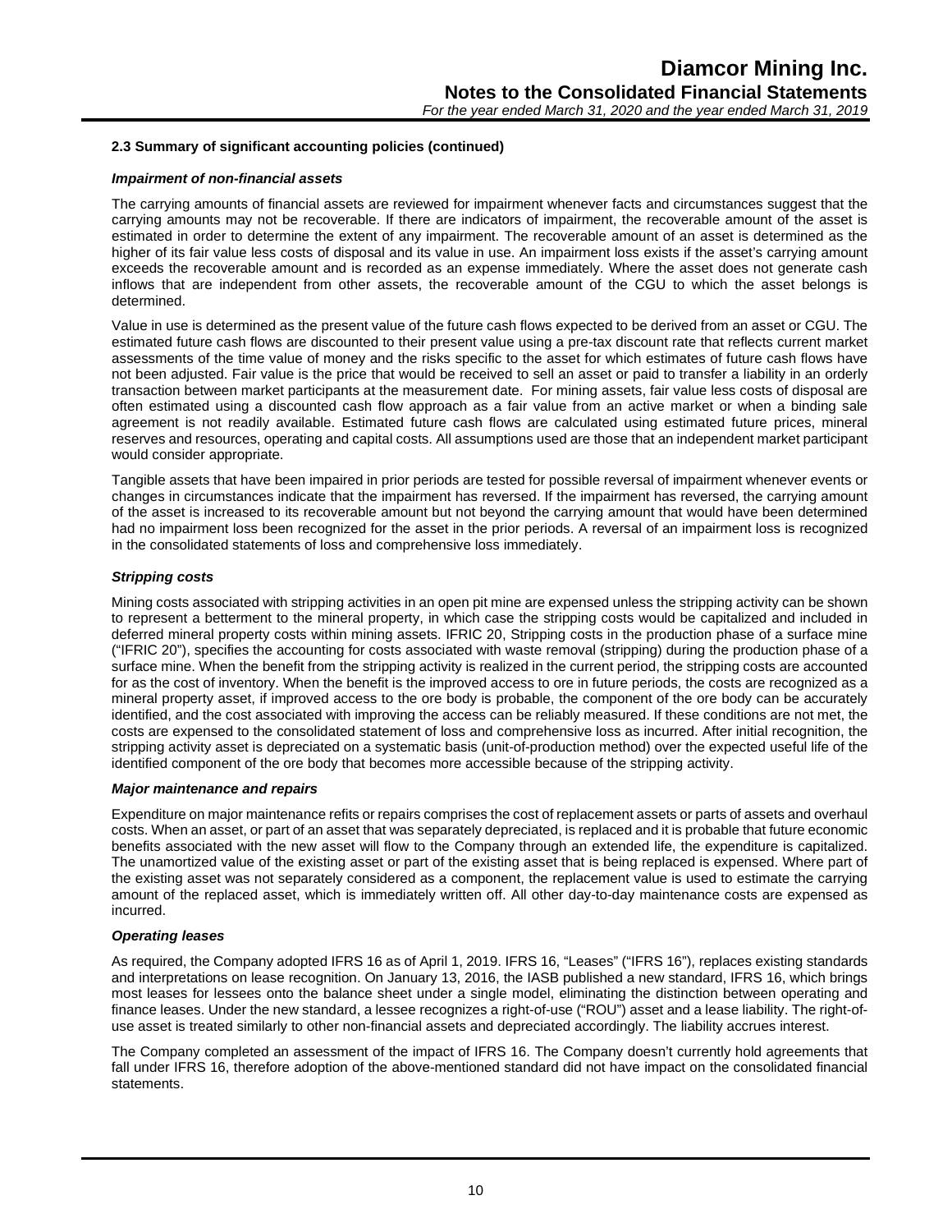### 2.3 Summary of significant accounting policies (continued)

***Impairment of non-financial assets***

The carrying amounts of financial assets are reviewed for impairment whenever facts and circumstances suggest that the carrying amounts may not be recoverable. If there are indicators of impairment, the recoverable amount of the asset is estimated in order to determine the extent of any impairment. The recoverable amount of an asset is determined as the higher of its fair value less costs of disposal and its value in use. An impairment loss exists if the asset's carrying amount exceeds the recoverable amount and is recorded as an expense immediately. Where the asset does not generate cash inflows that are independent from other assets, the recoverable amount of the CGU to which the asset belongs is determined.

Value in use is determined as the present value of the future cash flows expected to be derived from an asset or CGU. The estimated future cash flows are discounted to their present value using a pre-tax discount rate that reflects current market assessments of the time value of money and the risks specific to the asset for which estimates of future cash flows have not been adjusted. Fair value is the price that would be received to sell an asset or paid to transfer a liability in an orderly transaction between market participants at the measurement date. For mining assets, fair value less costs of disposal are often estimated using a discounted cash flow approach as a fair value from an active market or when a binding sale agreement is not readily available. Estimated future cash flows are calculated using estimated future prices, mineral reserves and resources, operating and capital costs. All assumptions used are those that an independent market participant would consider appropriate.

Tangible assets that have been impaired in prior periods are tested for possible reversal of impairment whenever events or changes in circumstances indicate that the impairment has reversed. If the impairment has reversed, the carrying amount of the asset is increased to its recoverable amount but not beyond the carrying amount that would have been determined had no impairment loss been recognized for the asset in the prior periods. A reversal of an impairment loss is recognized in the consolidated statements of loss and comprehensive loss immediately.

***Stripping costs***

Mining costs associated with stripping activities in an open pit mine are expensed unless the stripping activity can be shown to represent a betterment to the mineral property, in which case the stripping costs would be capitalized and included in deferred mineral property costs within mining assets. IFRIC 20, Stripping costs in the production phase of a surface mine ("IFRIC 20"), specifies the accounting for costs associated with waste removal (stripping) during the production phase of a surface mine. When the benefit from the stripping activity is realized in the current period, the stripping costs are accounted for as the cost of inventory. When the benefit is the improved access to ore in future periods, the costs are recognized as a mineral property asset, if improved access to the ore body is probable, the component of the ore body can be accurately identified, and the cost associated with improving the access can be reliably measured. If these conditions are not met, the costs are expensed to the consolidated statement of loss and comprehensive loss as incurred. After initial recognition, the stripping activity asset is depreciated on a systematic basis (unit-of-production method) over the expected useful life of the identified component of the ore body that becomes more accessible because of the stripping activity.

***Major maintenance and repairs***

Expenditure on major maintenance refits or repairs comprises the cost of replacement assets or parts of assets and overhaul costs. When an asset, or part of an asset that was separately depreciated, is replaced and it is probable that future economic benefits associated with the new asset will flow to the Company through an extended life, the expenditure is capitalized. The unamortized value of the existing asset or part of the existing asset that is being replaced is expensed. Where part of the existing asset was not separately considered as a component, the replacement value is used to estimate the carrying amount of the replaced asset, which is immediately written off. All other day-to-day maintenance costs are expensed as incurred.

***Operating leases***

As required, the Company adopted IFRS 16 as of April 1, 2019. IFRS 16, "Leases" ("IFRS 16"), replaces existing standards and interpretations on lease recognition. On January 13, 2016, the IASB published a new standard, IFRS 16, which brings most leases for lessees onto the balance sheet under a single model, eliminating the distinction between operating and finance leases. Under the new standard, a lessee recognizes a right-of-use ("ROU") asset and a lease liability. The right-of-use asset is treated similarly to other non-financial assets and depreciated accordingly. The liability accrues interest.

The Company completed an assessment of the impact of IFRS 16. The Company doesn't currently hold agreements that fall under IFRS 16, therefore adoption of the above-mentioned standard did not have impact on the consolidated financial statements.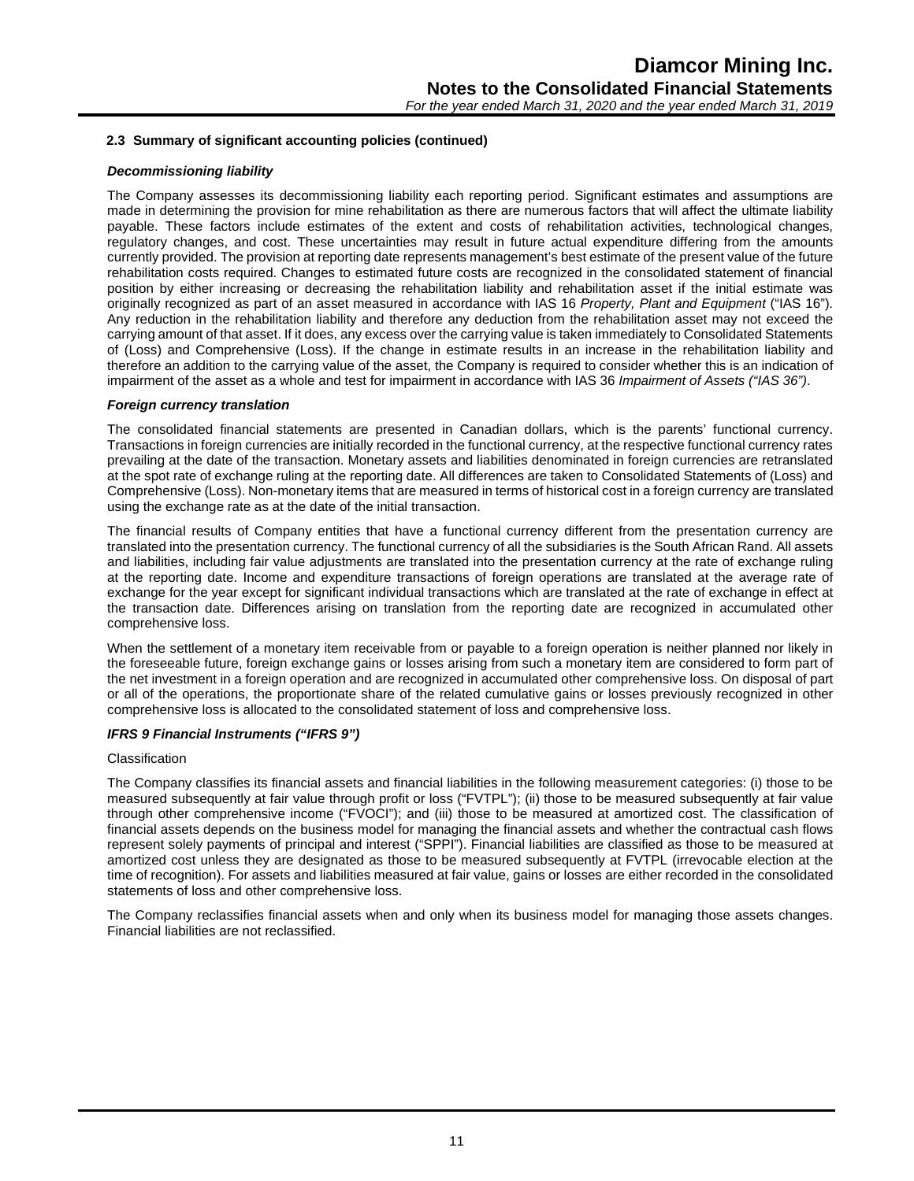### 2.3 Summary of significant accounting policies (continued)

***Decommissioning liability***

The Company assesses its decommissioning liability each reporting period. Significant estimates and assumptions are made in determining the provision for mine rehabilitation as there are numerous factors that will affect the ultimate liability payable. These factors include estimates of the extent and costs of rehabilitation activities, technological changes, regulatory changes, and cost. These uncertainties may result in future actual expenditure differing from the amounts currently provided. The provision at reporting date represents management's best estimate of the present value of the future rehabilitation costs required. Changes to estimated future costs are recognized in the consolidated statement of financial position by either increasing or decreasing the rehabilitation liability and rehabilitation asset if the initial estimate was originally recognized as part of an asset measured in accordance with IAS 16 *Property, Plant and Equipment* ("IAS 16"). Any reduction in the rehabilitation liability and therefore any deduction from the rehabilitation asset may not exceed the carrying amount of that asset. If it does, any excess over the carrying value is taken immediately to Consolidated Statements of (Loss) and Comprehensive (Loss). If the change in estimate results in an increase in the rehabilitation liability and therefore an addition to the carrying value of the asset, the Company is required to consider whether this is an indication of impairment of the asset as a whole and test for impairment in accordance with IAS 36 *Impairment of Assets ("IAS 36")*.

***Foreign currency translation***

The consolidated financial statements are presented in Canadian dollars, which is the parents' functional currency. Transactions in foreign currencies are initially recorded in the functional currency, at the respective functional currency rates prevailing at the date of the transaction. Monetary assets and liabilities denominated in foreign currencies are retranslated at the spot rate of exchange ruling at the reporting date. All differences are taken to Consolidated Statements of (Loss) and Comprehensive (Loss). Non-monetary items that are measured in terms of historical cost in a foreign currency are translated using the exchange rate as at the date of the initial transaction.

The financial results of Company entities that have a functional currency different from the presentation currency are translated into the presentation currency. The functional currency of all the subsidiaries is the South African Rand. All assets and liabilities, including fair value adjustments are translated into the presentation currency at the rate of exchange ruling at the reporting date. Income and expenditure transactions of foreign operations are translated at the average rate of exchange for the year except for significant individual transactions which are translated at the rate of exchange in effect at the transaction date. Differences arising on translation from the reporting date are recognized in accumulated other comprehensive loss.

When the settlement of a monetary item receivable from or payable to a foreign operation is neither planned nor likely in the foreseeable future, foreign exchange gains or losses arising from such a monetary item are considered to form part of the net investment in a foreign operation and are recognized in accumulated other comprehensive loss. On disposal of part or all of the operations, the proportionate share of the related cumulative gains or losses previously recognized in other comprehensive loss is allocated to the consolidated statement of loss and comprehensive loss.

***IFRS 9 Financial Instruments ("IFRS 9")***

Classification

The Company classifies its financial assets and financial liabilities in the following measurement categories: (i) those to be measured subsequently at fair value through profit or loss ("FVTPL"); (ii) those to be measured subsequently at fair value through other comprehensive income ("FVOCI"); and (iii) those to be measured at amortized cost. The classification of financial assets depends on the business model for managing the financial assets and whether the contractual cash flows represent solely payments of principal and interest ("SPPI"). Financial liabilities are classified as those to be measured at amortized cost unless they are designated as those to be measured subsequently at FVTPL (irrevocable election at the time of recognition). For assets and liabilities measured at fair value, gains or losses are either recorded in the consolidated statements of loss and other comprehensive loss.

The Company reclassifies financial assets when and only when its business model for managing those assets changes. Financial liabilities are not reclassified.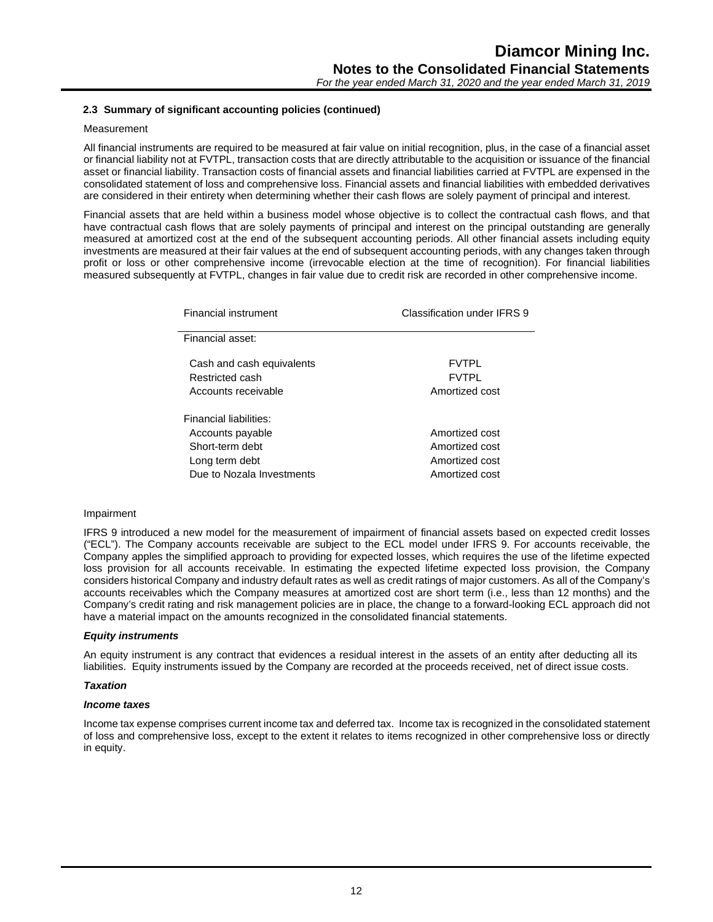**2.3 Summary of significant accounting policies (continued)**

Measurement

All financial instruments are required to be measured at fair value on initial recognition, plus, in the case of a financial asset or financial liability not at FVTPL, transaction costs that are directly attributable to the acquisition or issuance of the financial asset or financial liability. Transaction costs of financial assets and financial liabilities carried at FVTPL are expensed in the consolidated statement of loss and comprehensive loss. Financial assets and financial liabilities with embedded derivatives are considered in their entirety when determining whether their cash flows are solely payment of principal and interest.

Financial assets that are held within a business model whose objective is to collect the contractual cash flows, and that have contractual cash flows that are solely payments of principal and interest on the principal outstanding are generally measured at amortized cost at the end of the subsequent accounting periods. All other financial assets including equity investments are measured at their fair values at the end of subsequent accounting periods, with any changes taken through profit or loss or other comprehensive income (irrevocable election at the time of recognition). For financial liabilities measured subsequently at FVTPL, changes in fair value due to credit risk are recorded in other comprehensive income.

| Financial instrument | Classification under IFRS 9 |
|---|---|
| Financial asset: | |
| Cash and cash equivalents | FVTPL |
| Restricted cash | FVTPL |
| Accounts receivable | Amortized cost |
| Financial liabilities: | |
| Accounts payable | Amortized cost |
| Short-term debt | Amortized cost |
| Long term debt | Amortized cost |
| Due to Nozala Investments | Amortized cost |

Impairment

IFRS 9 introduced a new model for the measurement of impairment of financial assets based on expected credit losses ("ECL"). The Company accounts receivable are subject to the ECL model under IFRS 9. For accounts receivable, the Company apples the simplified approach to providing for expected losses, which requires the use of the lifetime expected loss provision for all accounts receivable. In estimating the expected lifetime expected loss provision, the Company considers historical Company and industry default rates as well as credit ratings of major customers. As all of the Company's accounts receivables which the Company measures at amortized cost are short term (i.e., less than 12 months) and the Company's credit rating and risk management policies are in place, the change to a forward-looking ECL approach did not have a material impact on the amounts recognized in the consolidated financial statements.

***Equity instruments***

An equity instrument is any contract that evidences a residual interest in the assets of an entity after deducting all its liabilities. Equity instruments issued by the Company are recorded at the proceeds received, net of direct issue costs.

***Taxation***

***Income taxes***

Income tax expense comprises current income tax and deferred tax. Income tax is recognized in the consolidated statement of loss and comprehensive loss, except to the extent it relates to items recognized in other comprehensive loss or directly in equity.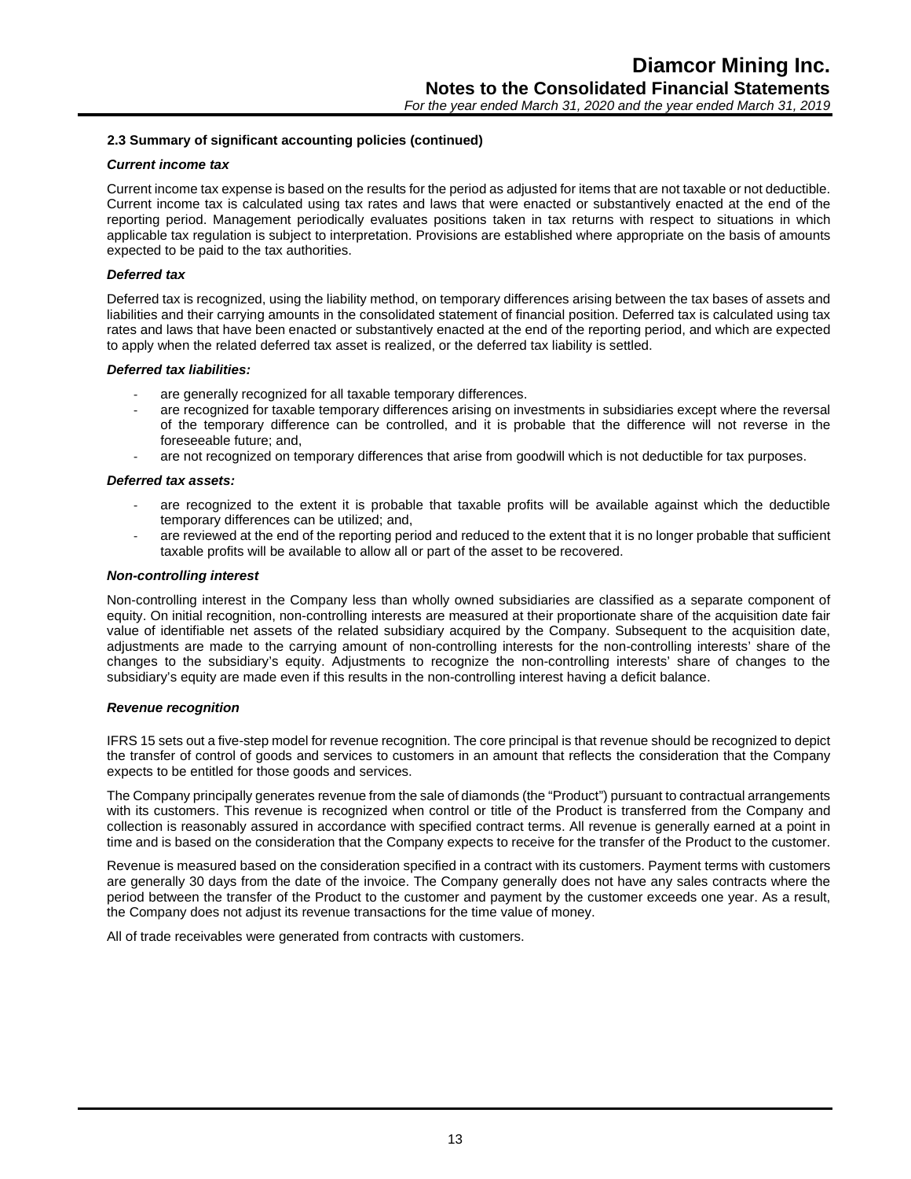**2.3 Summary of significant accounting policies (continued)**

***Current income tax***

Current income tax expense is based on the results for the period as adjusted for items that are not taxable or not deductible. Current income tax is calculated using tax rates and laws that were enacted or substantively enacted at the end of the reporting period. Management periodically evaluates positions taken in tax returns with respect to situations in which applicable tax regulation is subject to interpretation. Provisions are established where appropriate on the basis of amounts expected to be paid to the tax authorities.

***Deferred tax***

Deferred tax is recognized, using the liability method, on temporary differences arising between the tax bases of assets and liabilities and their carrying amounts in the consolidated statement of financial position. Deferred tax is calculated using tax rates and laws that have been enacted or substantively enacted at the end of the reporting period, and which are expected to apply when the related deferred tax asset is realized, or the deferred tax liability is settled.

***Deferred tax liabilities:***

- are generally recognized for all taxable temporary differences.
- are recognized for taxable temporary differences arising on investments in subsidiaries except where the reversal of the temporary difference can be controlled, and it is probable that the difference will not reverse in the foreseeable future; and,
- are not recognized on temporary differences that arise from goodwill which is not deductible for tax purposes.

***Deferred tax assets:***

- are recognized to the extent it is probable that taxable profits will be available against which the deductible temporary differences can be utilized; and,
- are reviewed at the end of the reporting period and reduced to the extent that it is no longer probable that sufficient taxable profits will be available to allow all or part of the asset to be recovered.

***Non-controlling interest***

Non-controlling interest in the Company less than wholly owned subsidiaries are classified as a separate component of equity. On initial recognition, non-controlling interests are measured at their proportionate share of the acquisition date fair value of identifiable net assets of the related subsidiary acquired by the Company. Subsequent to the acquisition date, adjustments are made to the carrying amount of non-controlling interests for the non-controlling interests' share of the changes to the subsidiary's equity. Adjustments to recognize the non-controlling interests' share of changes to the subsidiary's equity are made even if this results in the non-controlling interest having a deficit balance.

***Revenue recognition***

IFRS 15 sets out a five-step model for revenue recognition. The core principal is that revenue should be recognized to depict the transfer of control of goods and services to customers in an amount that reflects the consideration that the Company expects to be entitled for those goods and services.

The Company principally generates revenue from the sale of diamonds (the "Product") pursuant to contractual arrangements with its customers. This revenue is recognized when control or title of the Product is transferred from the Company and collection is reasonably assured in accordance with specified contract terms. All revenue is generally earned at a point in time and is based on the consideration that the Company expects to receive for the transfer of the Product to the customer.

Revenue is measured based on the consideration specified in a contract with its customers. Payment terms with customers are generally 30 days from the date of the invoice. The Company generally does not have any sales contracts where the period between the transfer of the Product to the customer and payment by the customer exceeds one year. As a result, the Company does not adjust its revenue transactions for the time value of money.

All of trade receivables were generated from contracts with customers.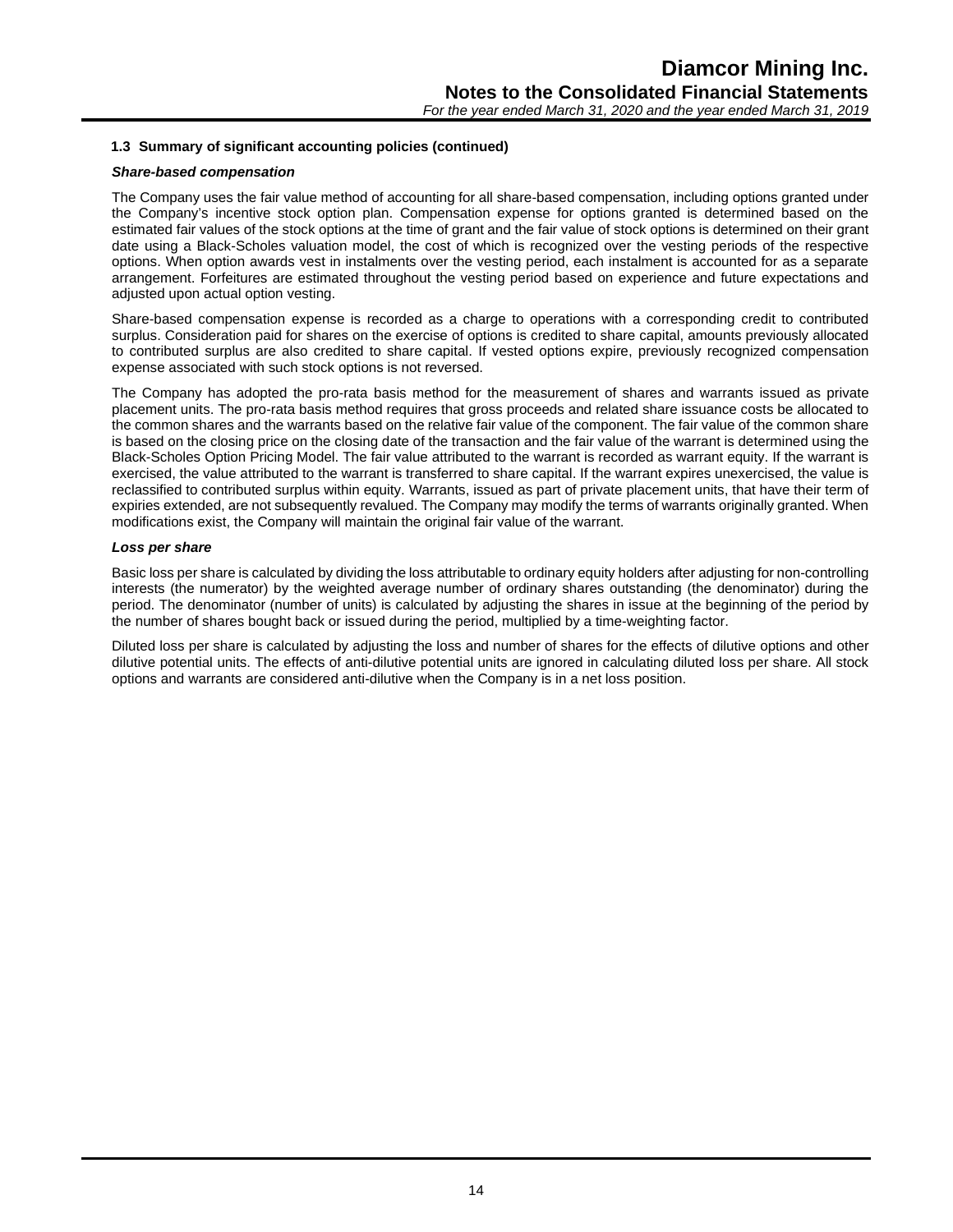### 1.3 Summary of significant accounting policies (continued)

***Share-based compensation***

The Company uses the fair value method of accounting for all share-based compensation, including options granted under the Company's incentive stock option plan. Compensation expense for options granted is determined based on the estimated fair values of the stock options at the time of grant and the fair value of stock options is determined on their grant date using a Black-Scholes valuation model, the cost of which is recognized over the vesting periods of the respective options. When option awards vest in instalments over the vesting period, each instalment is accounted for as a separate arrangement. Forfeitures are estimated throughout the vesting period based on experience and future expectations and adjusted upon actual option vesting.

Share-based compensation expense is recorded as a charge to operations with a corresponding credit to contributed surplus. Consideration paid for shares on the exercise of options is credited to share capital, amounts previously allocated to contributed surplus are also credited to share capital. If vested options expire, previously recognized compensation expense associated with such stock options is not reversed.

The Company has adopted the pro-rata basis method for the measurement of shares and warrants issued as private placement units. The pro-rata basis method requires that gross proceeds and related share issuance costs be allocated to the common shares and the warrants based on the relative fair value of the component. The fair value of the common share is based on the closing price on the closing date of the transaction and the fair value of the warrant is determined using the Black-Scholes Option Pricing Model. The fair value attributed to the warrant is recorded as warrant equity. If the warrant is exercised, the value attributed to the warrant is transferred to share capital. If the warrant expires unexercised, the value is reclassified to contributed surplus within equity. Warrants, issued as part of private placement units, that have their term of expiries extended, are not subsequently revalued. The Company may modify the terms of warrants originally granted. When modifications exist, the Company will maintain the original fair value of the warrant.

***Loss per share***

Basic loss per share is calculated by dividing the loss attributable to ordinary equity holders after adjusting for non-controlling interests (the numerator) by the weighted average number of ordinary shares outstanding (the denominator) during the period. The denominator (number of units) is calculated by adjusting the shares in issue at the beginning of the period by the number of shares bought back or issued during the period, multiplied by a time-weighting factor.

Diluted loss per share is calculated by adjusting the loss and number of shares for the effects of dilutive options and other dilutive potential units. The effects of anti-dilutive potential units are ignored in calculating diluted loss per share. All stock options and warrants are considered anti-dilutive when the Company is in a net loss position.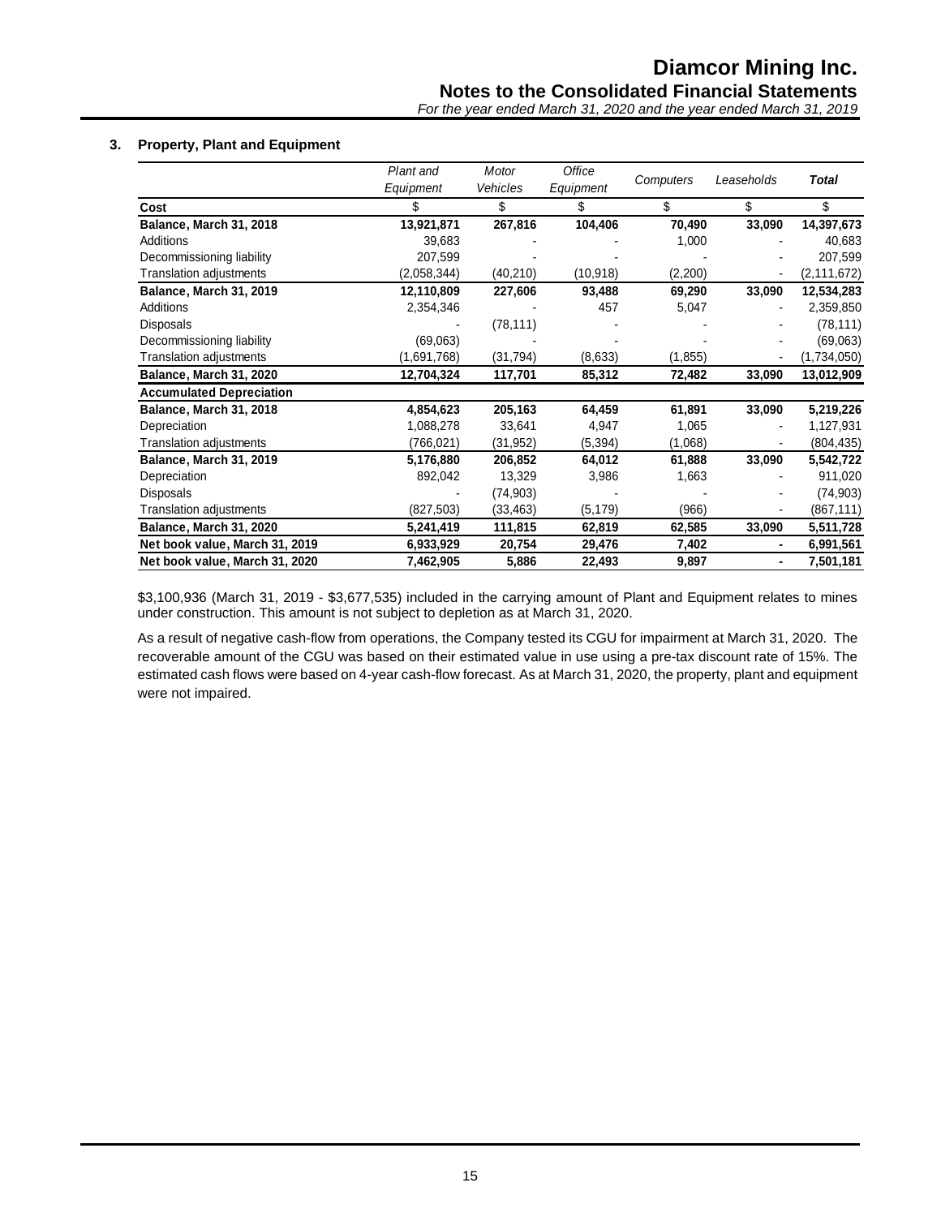### 3. Property, Plant and Equipment

| | *Plant and Equipment* | *Motor Vehicles* | *Office Equipment* | *Computers* | *Leaseholds* | ***Total*** |
|---|---|---|---|---|---|---|
| **Cost** | $ | $ | $ | $ | $ | $ |
| **Balance, March 31, 2018** | **13,921,871** | **267,816** | **104,406** | **70,490** | **33,090** | **14,397,673** |
| Additions | 39,683 | - | - | 1,000 | - | 40,683 |
| Decommissioning liability | 207,599 | - | - | - | - | 207,599 |
| Translation adjustments | (2,058,344) | (40,210) | (10,918) | (2,200) | - | (2,111,672) |
| **Balance, March 31, 2019** | **12,110,809** | **227,606** | **93,488** | **69,290** | **33,090** | **12,534,283** |
| Additions | 2,354,346 | - | 457 | 5,047 | - | 2,359,850 |
| Disposals | - | (78,111) | - | - | - | (78,111) |
| Decommissioning liability | (69,063) | - | - | - | - | (69,063) |
| Translation adjustments | (1,691,768) | (31,794) | (8,633) | (1,855) | - | (1,734,050) |
| **Balance, March 31, 2020** | **12,704,324** | **117,701** | **85,312** | **72,482** | **33,090** | **13,012,909** |
| **Accumulated Depreciation** | | | | | | |
| **Balance, March 31, 2018** | **4,854,623** | **205,163** | **64,459** | **61,891** | **33,090** | **5,219,226** |
| Depreciation | 1,088,278 | 33,641 | 4,947 | 1,065 | - | 1,127,931 |
| Translation adjustments | (766,021) | (31,952) | (5,394) | (1,068) | - | (804,435) |
| **Balance, March 31, 2019** | **5,176,880** | **206,852** | **64,012** | **61,888** | **33,090** | **5,542,722** |
| Depreciation | 892,042 | 13,329 | 3,986 | 1,663 | - | 911,020 |
| Disposals | - | (74,903) | - | - | - | (74,903) |
| Translation adjustments | (827,503) | (33,463) | (5,179) | (966) | - | (867,111) |
| **Balance, March 31, 2020** | **5,241,419** | **111,815** | **62,819** | **62,585** | **33,090** | **5,511,728** |
| **Net book value, March 31, 2019** | **6,933,929** | **20,754** | **29,476** | **7,402** | **-** | **6,991,561** |
| **Net book value, March 31, 2020** | **7,462,905** | **5,886** | **22,493** | **9,897** | **-** | **7,501,181** |

$3,100,936 (March 31, 2019 - $3,677,535) included in the carrying amount of Plant and Equipment relates to mines under construction. This amount is not subject to depletion as at March 31, 2020.

As a result of negative cash-flow from operations, the Company tested its CGU for impairment at March 31, 2020. The recoverable amount of the CGU was based on their estimated value in use using a pre-tax discount rate of 15%. The estimated cash flows were based on 4-year cash-flow forecast. As at March 31, 2020, the property, plant and equipment were not impaired.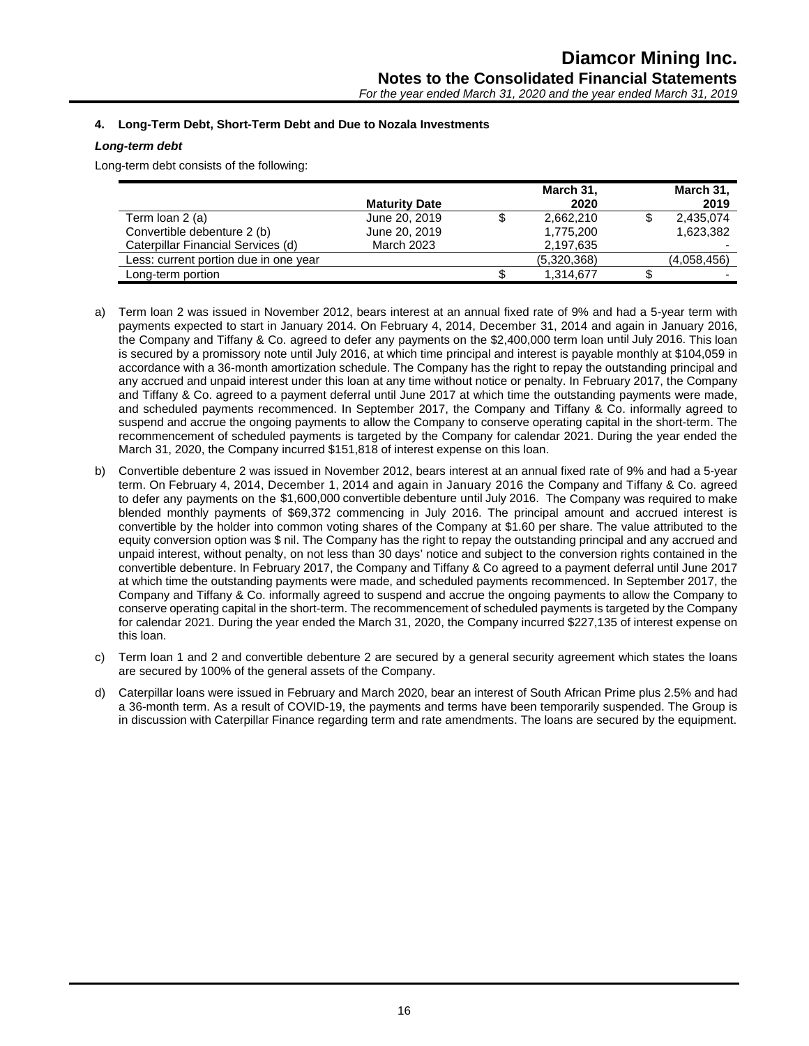## 4. Long-Term Debt, Short-Term Debt and Due to Nozala Investments

### *Long-term debt*

Long-term debt consists of the following:

| | Maturity Date | | March 31, 2020 | | March 31, 2019 |
|---|---|---|---|---|---|
| Term loan 2 (a) | June 20, 2019 | $ | 2,662,210 | $ | 2,435,074 |
| Convertible debenture 2 (b) | June 20, 2019 | | 1,775,200 | | 1,623,382 |
| Caterpillar Financial Services (d) | March 2023 | | 2,197,635 | | - |
| Less: current portion due in one year | | | (5,320,368) | | (4,058,456) |
| Long-term portion | | $ | 1,314,677 | $ | - |

a) Term loan 2 was issued in November 2012, bears interest at an annual fixed rate of 9% and had a 5-year term with payments expected to start in January 2014. On February 4, 2014, December 31, 2014 and again in January 2016, the Company and Tiffany & Co. agreed to defer any payments on the $2,400,000 term loan until July 2016. This loan is secured by a promissory note until July 2016, at which time principal and interest is payable monthly at $104,059 in accordance with a 36-month amortization schedule. The Company has the right to repay the outstanding principal and any accrued and unpaid interest under this loan at any time without notice or penalty. In February 2017, the Company and Tiffany & Co. agreed to a payment deferral until June 2017 at which time the outstanding payments were made, and scheduled payments recommenced. In September 2017, the Company and Tiffany & Co. informally agreed to suspend and accrue the ongoing payments to allow the Company to conserve operating capital in the short-term. The recommencement of scheduled payments is targeted by the Company for calendar 2021. During the year ended the March 31, 2020, the Company incurred $151,818 of interest expense on this loan.

b) Convertible debenture 2 was issued in November 2012, bears interest at an annual fixed rate of 9% and had a 5-year term. On February 4, 2014, December 1, 2014 and again in January 2016 the Company and Tiffany & Co. agreed to defer any payments on the $1,600,000 convertible debenture until July 2016. The Company was required to make blended monthly payments of $69,372 commencing in July 2016. The principal amount and accrued interest is convertible by the holder into common voting shares of the Company at $1.60 per share. The value attributed to the equity conversion option was $ nil. The Company has the right to repay the outstanding principal and any accrued and unpaid interest, without penalty, on not less than 30 days' notice and subject to the conversion rights contained in the convertible debenture. In February 2017, the Company and Tiffany & Co agreed to a payment deferral until June 2017 at which time the outstanding payments were made, and scheduled payments recommenced. In September 2017, the Company and Tiffany & Co. informally agreed to suspend and accrue the ongoing payments to allow the Company to conserve operating capital in the short-term. The recommencement of scheduled payments is targeted by the Company for calendar 2021. During the year ended the March 31, 2020, the Company incurred $227,135 of interest expense on this loan.

c) Term loan 1 and 2 and convertible debenture 2 are secured by a general security agreement which states the loans are secured by 100% of the general assets of the Company.

d) Caterpillar loans were issued in February and March 2020, bear an interest of South African Prime plus 2.5% and had a 36-month term. As a result of COVID-19, the payments and terms have been temporarily suspended. The Group is in discussion with Caterpillar Finance regarding term and rate amendments. The loans are secured by the equipment.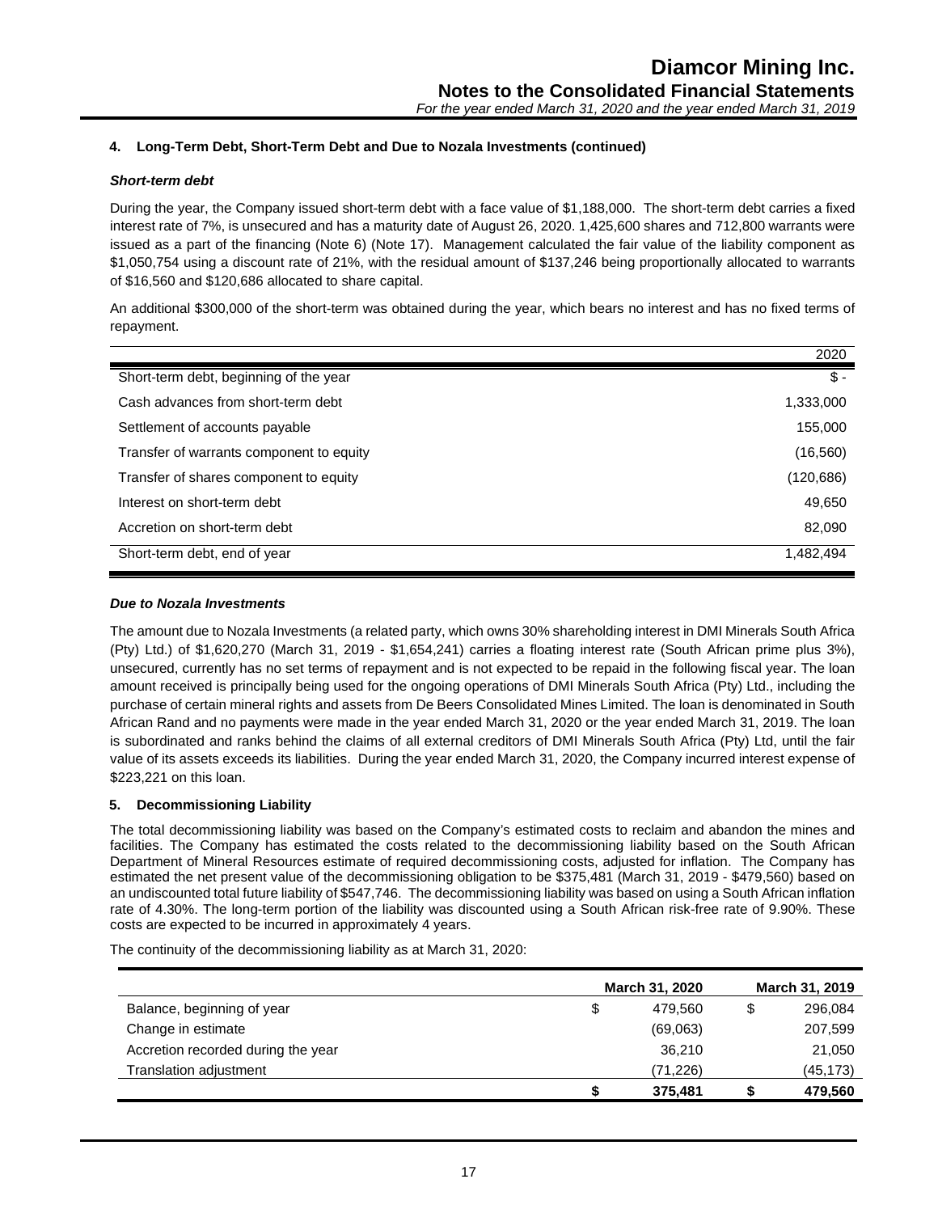### 4. Long-Term Debt, Short-Term Debt and Due to Nozala Investments (continued)

***Short-term debt***

During the year, the Company issued short-term debt with a face value of $1,188,000. The short-term debt carries a fixed interest rate of 7%, is unsecured and has a maturity date of August 26, 2020. 1,425,600 shares and 712,800 warrants were issued as a part of the financing (Note 6) (Note 17). Management calculated the fair value of the liability component as $1,050,754 using a discount rate of 21%, with the residual amount of $137,246 being proportionally allocated to warrants of $16,560 and $120,686 allocated to share capital.

An additional $300,000 of the short-term was obtained during the year, which bears no interest and has no fixed terms of repayment.

| | 2020 |
|---|---|
| Short-term debt, beginning of the year | $ - |
| Cash advances from short-term debt | 1,333,000 |
| Settlement of accounts payable | 155,000 |
| Transfer of warrants component to equity | (16,560) |
| Transfer of shares component to equity | (120,686) |
| Interest on short-term debt | 49,650 |
| Accretion on short-term debt | 82,090 |
| Short-term debt, end of year | 1,482,494 |

***Due to Nozala Investments***

The amount due to Nozala Investments (a related party, which owns 30% shareholding interest in DMI Minerals South Africa (Pty) Ltd.) of $1,620,270 (March 31, 2019 - $1,654,241) carries a floating interest rate (South African prime plus 3%), unsecured, currently has no set terms of repayment and is not expected to be repaid in the following fiscal year. The loan amount received is principally being used for the ongoing operations of DMI Minerals South Africa (Pty) Ltd., including the purchase of certain mineral rights and assets from De Beers Consolidated Mines Limited. The loan is denominated in South African Rand and no payments were made in the year ended March 31, 2020 or the year ended March 31, 2019. The loan is subordinated and ranks behind the claims of all external creditors of DMI Minerals South Africa (Pty) Ltd, until the fair value of its assets exceeds its liabilities. During the year ended March 31, 2020, the Company incurred interest expense of $223,221 on this loan.

### 5. Decommissioning Liability

The total decommissioning liability was based on the Company's estimated costs to reclaim and abandon the mines and facilities. The Company has estimated the costs related to the decommissioning liability based on the South African Department of Mineral Resources estimate of required decommissioning costs, adjusted for inflation. The Company has estimated the net present value of the decommissioning obligation to be $375,481 (March 31, 2019 - $479,560) based on an undiscounted total future liability of $547,746. The decommissioning liability was based on using a South African inflation rate of 4.30%. The long-term portion of the liability was discounted using a South African risk-free rate of 9.90%. These costs are expected to be incurred in approximately 4 years.

The continuity of the decommissioning liability as at March 31, 2020:

| | March 31, 2020 | March 31, 2019 |
|---|---|---|
| Balance, beginning of year | $ 479,560 | $ 296,084 |
| Change in estimate | (69,063) | 207,599 |
| Accretion recorded during the year | 36,210 | 21,050 |
| Translation adjustment | (71,226) | (45,173) |
| | **$ 375,481** | **$ 479,560** |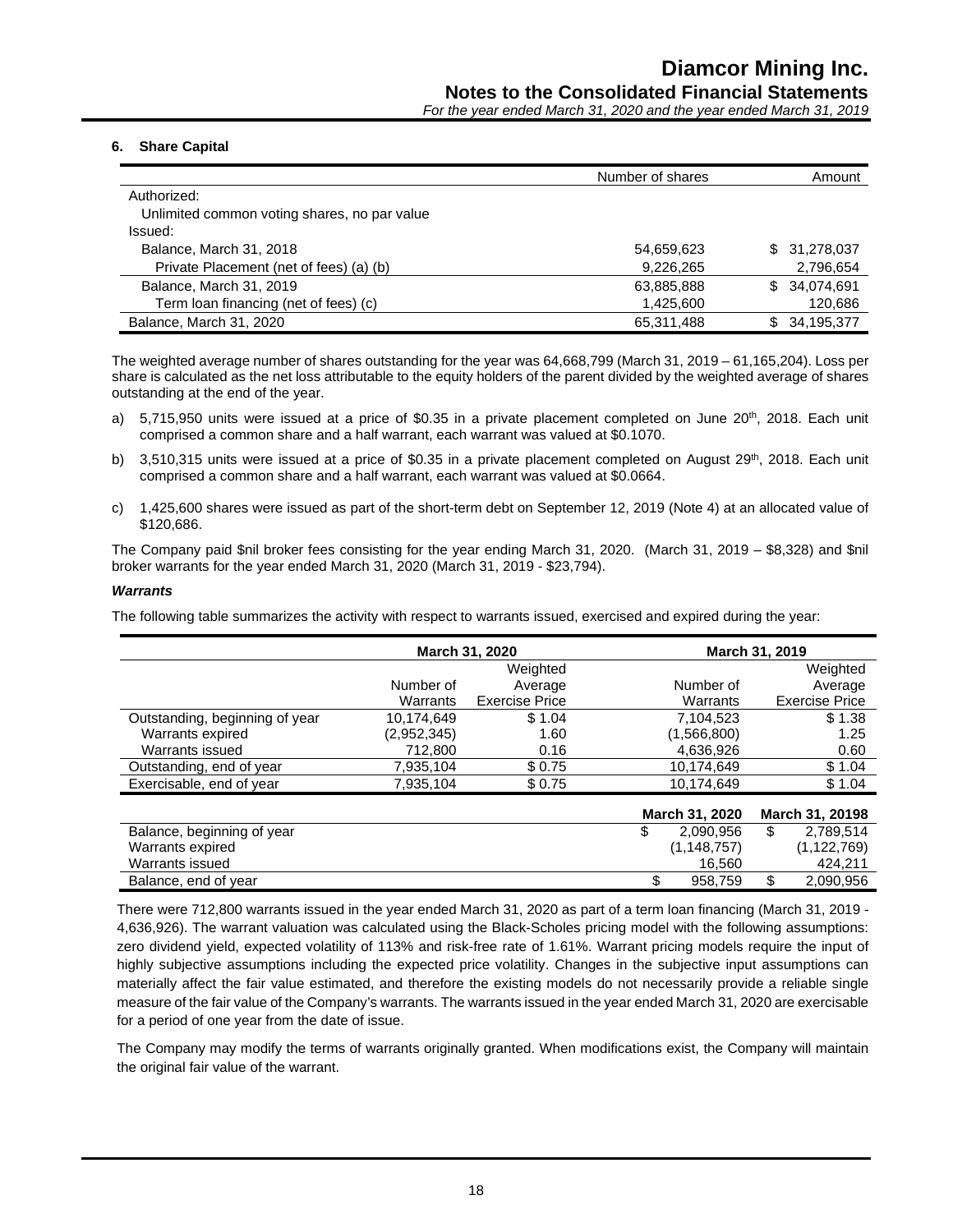### 6. Share Capital

| | Number of shares | Amount |
|---|---|---|
| Authorized: | | |
| Unlimited common voting shares, no par value | | |
| Issued: | | |
| Balance, March 31, 2018 | 54,659,623 | $ 31,278,037 |
| Private Placement (net of fees) (a) (b) | 9,226,265 | 2,796,654 |
| Balance, March 31, 2019 | 63,885,888 | $ 34,074,691 |
| Term loan financing (net of fees) (c) | 1,425,600 | 120,686 |
| Balance, March 31, 2020 | 65,311,488 | $ 34,195,377 |

The weighted average number of shares outstanding for the year was 64,668,799 (March 31, 2019 – 61,165,204). Loss per share is calculated as the net loss attributable to the equity holders of the parent divided by the weighted average of shares outstanding at the end of the year.

a) 5,715,950 units were issued at a price of $0.35 in a private placement completed on June 20th, 2018. Each unit comprised a common share and a half warrant, each warrant was valued at $0.1070.

b) 3,510,315 units were issued at a price of $0.35 in a private placement completed on August 29th, 2018. Each unit comprised a common share and a half warrant, each warrant was valued at $0.0664.

c) 1,425,600 shares were issued as part of the short-term debt on September 12, 2019 (Note 4) at an allocated value of $120,686.

The Company paid $nil broker fees consisting for the year ending March 31, 2020. (March 31, 2019 – $8,328) and $nil broker warrants for the year ended March 31, 2020 (March 31, 2019 - $23,794).

#### *Warrants*

The following table summarizes the activity with respect to warrants issued, exercised and expired during the year:

| | March 31, 2020 | | March 31, 2019 | |
|---|---|---|---|---|
| | Number of Warrants | Weighted Average Exercise Price | Number of Warrants | Weighted Average Exercise Price |
| Outstanding, beginning of year | 10,174,649 | $ 1.04 | 7,104,523 | $ 1.38 |
| Warrants expired | (2,952,345) | 1.60 | (1,566,800) | 1.25 |
| Warrants issued | 712,800 | 0.16 | 4,636,926 | 0.60 |
| Outstanding, end of year | 7,935,104 | $ 0.75 | 10,174,649 | $ 1.04 |
| Exercisable, end of year | 7,935,104 | $ 0.75 | 10,174,649 | $ 1.04 |

| | March 31, 2020 | March 31, 20198 |
|---|---|---|
| Balance, beginning of year | $ 2,090,956 | $ 2,789,514 |
| Warrants expired | (1,148,757) | (1,122,769) |
| Warrants issued | 16,560 | 424,211 |
| Balance, end of year | $ 958,759 | $ 2,090,956 |

There were 712,800 warrants issued in the year ended March 31, 2020 as part of a term loan financing (March 31, 2019 - 4,636,926). The warrant valuation was calculated using the Black-Scholes pricing model with the following assumptions: zero dividend yield, expected volatility of 113% and risk-free rate of 1.61%. Warrant pricing models require the input of highly subjective assumptions including the expected price volatility. Changes in the subjective input assumptions can materially affect the fair value estimated, and therefore the existing models do not necessarily provide a reliable single measure of the fair value of the Company's warrants. The warrants issued in the year ended March 31, 2020 are exercisable for a period of one year from the date of issue.

The Company may modify the terms of warrants originally granted. When modifications exist, the Company will maintain the original fair value of the warrant.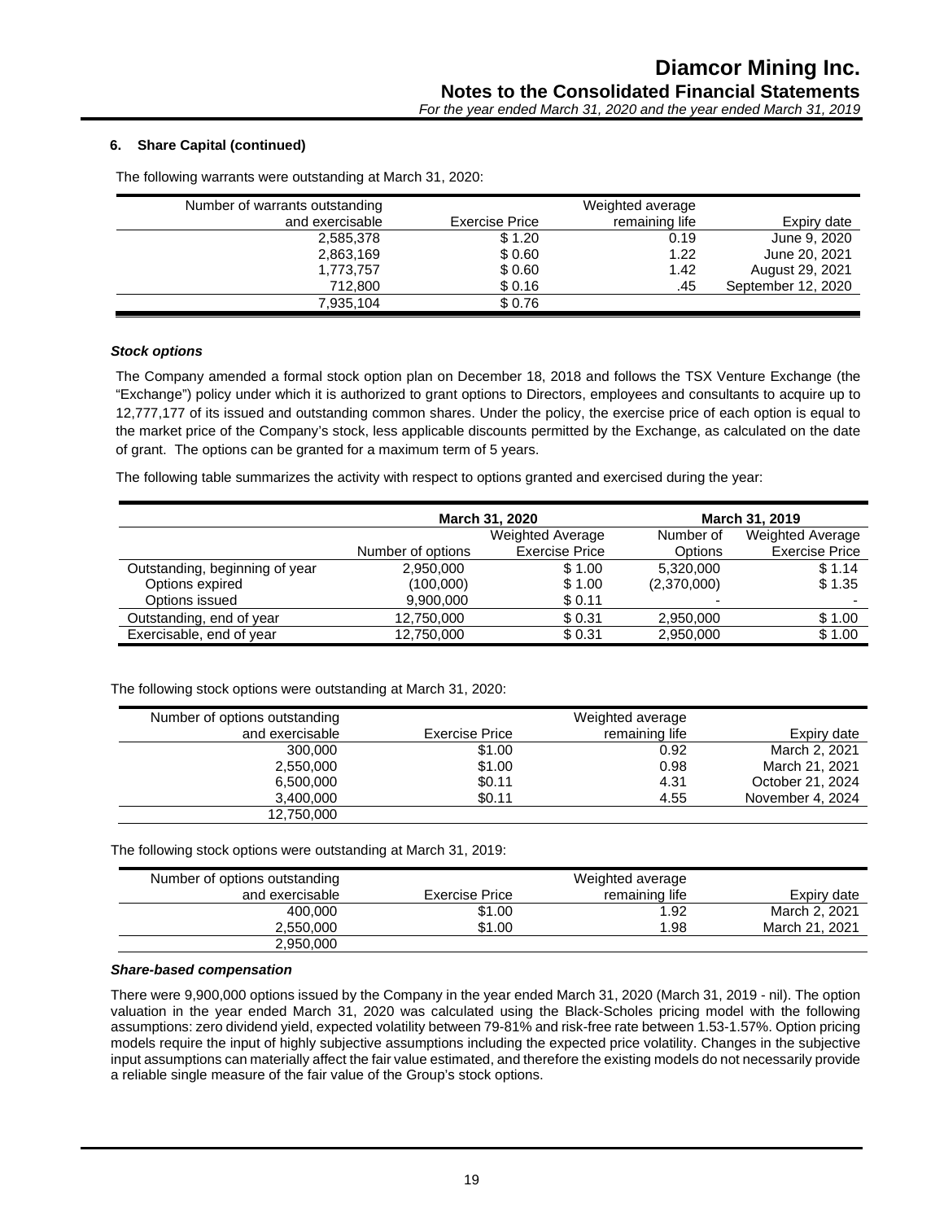### 6. Share Capital (continued)

The following warrants were outstanding at March 31, 2020:

| Number of warrants outstanding and exercisable | Exercise Price | Weighted average remaining life | Expiry date |
|---:|---:|---:|---:|
| 2,585,378 | $ 1.20 | 0.19 | June 9, 2020 |
| 2,863,169 | $ 0.60 | 1.22 | June 20, 2021 |
| 1,773,757 | $ 0.60 | 1.42 | August 29, 2021 |
| 712,800 | $ 0.16 | .45 | September 12, 2020 |
| 7,935,104 | $ 0.76 | | |

***Stock options***

The Company amended a formal stock option plan on December 18, 2018 and follows the TSX Venture Exchange (the "Exchange") policy under which it is authorized to grant options to Directors, employees and consultants to acquire up to 12,777,177 of its issued and outstanding common shares. Under the policy, the exercise price of each option is equal to the market price of the Company's stock, less applicable discounts permitted by the Exchange, as calculated on the date of grant. The options can be granted for a maximum term of 5 years.

The following table summarizes the activity with respect to options granted and exercised during the year:

| | March 31, 2020 | | March 31, 2019 | |
|---|---:|---:|---:|---:|
| | Number of options | Weighted Average Exercise Price | Number of Options | Weighted Average Exercise Price |
| Outstanding, beginning of year | 2,950,000 | $ 1.00 | 5,320,000 | $ 1.14 |
| Options expired | (100,000) | $ 1.00 | (2,370,000) | $ 1.35 |
| Options issued | 9,900,000 | $ 0.11 | - | - |
| Outstanding, end of year | 12,750,000 | $ 0.31 | 2,950,000 | $ 1.00 |
| Exercisable, end of year | 12,750,000 | $ 0.31 | 2,950,000 | $ 1.00 |

The following stock options were outstanding at March 31, 2020:

| Number of options outstanding and exercisable | Exercise Price | Weighted average remaining life | Expiry date |
|---:|---:|---:|---:|
| 300,000 | $1.00 | 0.92 | March 2, 2021 |
| 2,550,000 | $1.00 | 0.98 | March 21, 2021 |
| 6,500,000 | $0.11 | 4.31 | October 21, 2024 |
| 3,400,000 | $0.11 | 4.55 | November 4, 2024 |
| 12,750,000 | | | |

The following stock options were outstanding at March 31, 2019:

| Number of options outstanding and exercisable | Exercise Price | Weighted average remaining life | Expiry date |
|---:|---:|---:|---:|
| 400,000 | $1.00 | 1.92 | March 2, 2021 |
| 2,550,000 | $1.00 | 1.98 | March 21, 2021 |
| 2,950,000 | | | |

***Share-based compensation***

There were 9,900,000 options issued by the Company in the year ended March 31, 2020 (March 31, 2019 - nil). The option valuation in the year ended March 31, 2020 was calculated using the Black-Scholes pricing model with the following assumptions: zero dividend yield, expected volatility between 79-81% and risk-free rate between 1.53-1.57%. Option pricing models require the input of highly subjective assumptions including the expected price volatility. Changes in the subjective input assumptions can materially affect the fair value estimated, and therefore the existing models do not necessarily provide a reliable single measure of the fair value of the Group's stock options.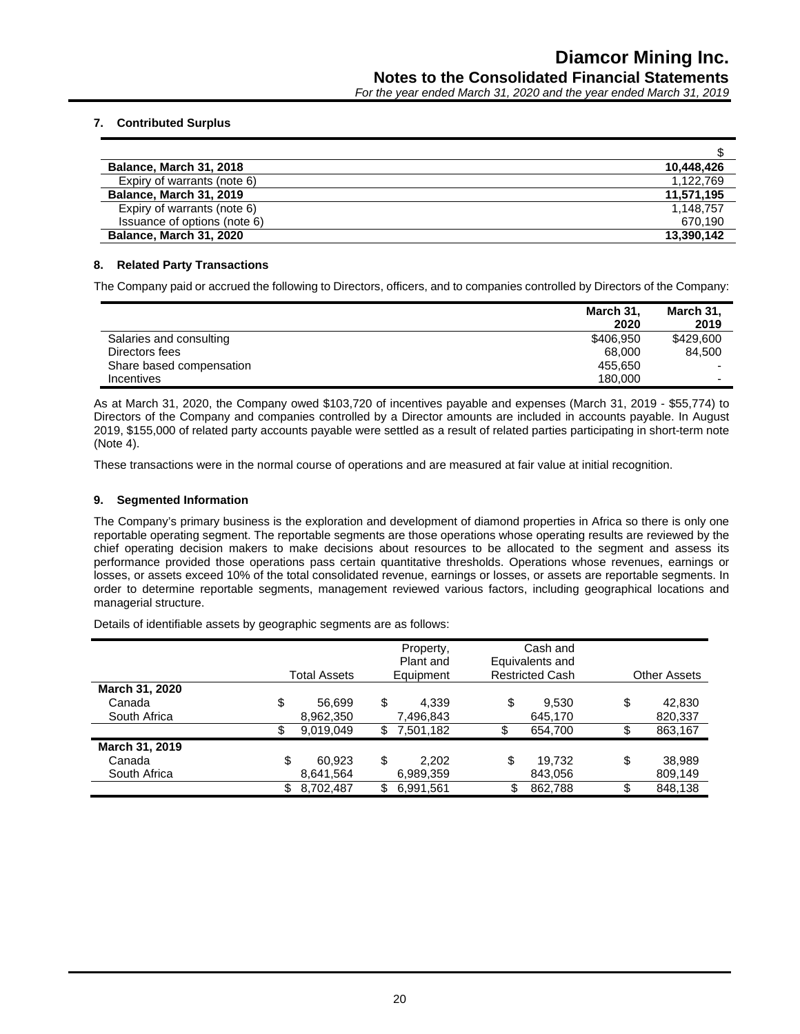### 7. Contributed Surplus

| | $ |
|---|---|
| **Balance, March 31, 2018** | **10,448,426** |
| Expiry of warrants (note 6) | 1,122,769 |
| **Balance, March 31, 2019** | **11,571,195** |
| Expiry of warrants (note 6) | 1,148,757 |
| Issuance of options (note 6) | 670,190 |
| **Balance, March 31, 2020** | **13,390,142** |

### 8. Related Party Transactions

The Company paid or accrued the following to Directors, officers, and to companies controlled by Directors of the Company:

| | **March 31, 2020** | **March 31, 2019** |
|---|---|---|
| Salaries and consulting | $406,950 | $429,600 |
| Directors fees | 68,000 | 84,500 |
| Share based compensation | 455,650 | - |
| Incentives | 180,000 | - |

As at March 31, 2020, the Company owed $103,720 of incentives payable and expenses (March 31, 2019 - $55,774) to Directors of the Company and companies controlled by a Director amounts are included in accounts payable. In August 2019, $155,000 of related party accounts payable were settled as a result of related parties participating in short-term note (Note 4).

These transactions were in the normal course of operations and are measured at fair value at initial recognition.

### 9. Segmented Information

The Company's primary business is the exploration and development of diamond properties in Africa so there is only one reportable operating segment. The reportable segments are those operations whose operating results are reviewed by the chief operating decision makers to make decisions about resources to be allocated to the segment and assess its performance provided those operations pass certain quantitative thresholds. Operations whose revenues, earnings or losses, or assets exceed 10% of the total consolidated revenue, earnings or losses, or assets are reportable segments. In order to determine reportable segments, management reviewed various factors, including geographical locations and managerial structure.

Details of identifiable assets by geographic segments are as follows:

| | Total Assets | Property, Plant and Equipment | Cash and Equivalents and Restricted Cash | Other Assets |
|---|---|---|---|---|
| **March 31, 2020** | | | | |
| Canada | $ 56,699 | $ 4,339 | $ 9,530 | $ 42,830 |
| South Africa | 8,962,350 | 7,496,843 | 645,170 | 820,337 |
| | $ 9,019,049 | $ 7,501,182 | $ 654,700 | $ 863,167 |
| **March 31, 2019** | | | | |
| Canada | $ 60,923 | $ 2,202 | $ 19,732 | $ 38,989 |
| South Africa | 8,641,564 | 6,989,359 | 843,056 | 809,149 |
| | $ 8,702,487 | $ 6,991,561 | $ 862,788 | $ 848,138 |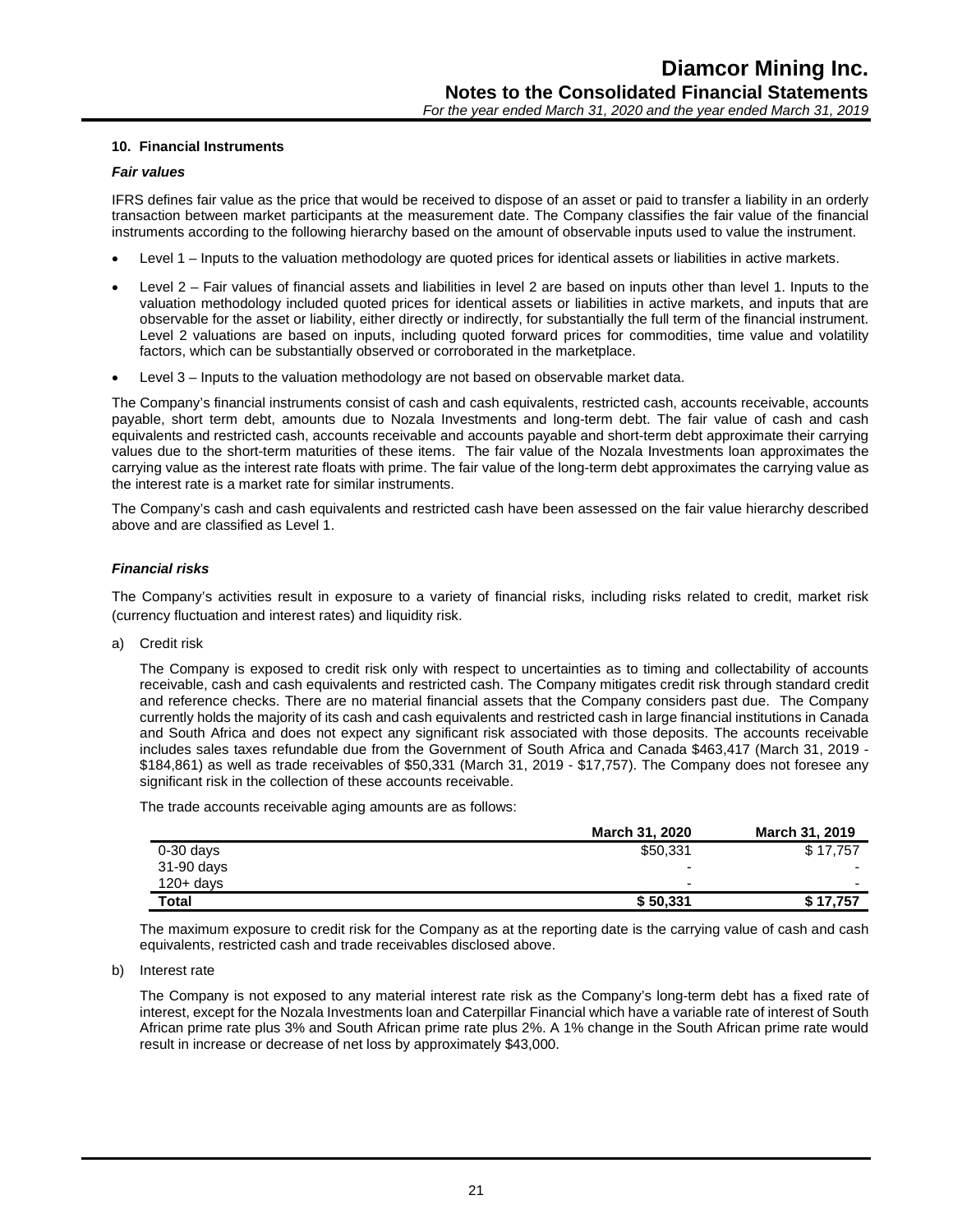## 10. Financial Instruments

### *Fair values*

IFRS defines fair value as the price that would be received to dispose of an asset or paid to transfer a liability in an orderly transaction between market participants at the measurement date. The Company classifies the fair value of the financial instruments according to the following hierarchy based on the amount of observable inputs used to value the instrument.

- Level 1 – Inputs to the valuation methodology are quoted prices for identical assets or liabilities in active markets.
- Level 2 – Fair values of financial assets and liabilities in level 2 are based on inputs other than level 1. Inputs to the valuation methodology included quoted prices for identical assets or liabilities in active markets, and inputs that are observable for the asset or liability, either directly or indirectly, for substantially the full term of the financial instrument. Level 2 valuations are based on inputs, including quoted forward prices for commodities, time value and volatility factors, which can be substantially observed or corroborated in the marketplace.
- Level 3 – Inputs to the valuation methodology are not based on observable market data.

The Company's financial instruments consist of cash and cash equivalents, restricted cash, accounts receivable, accounts payable, short term debt, amounts due to Nozala Investments and long-term debt. The fair value of cash and cash equivalents and restricted cash, accounts receivable and accounts payable and short-term debt approximate their carrying values due to the short-term maturities of these items. The fair value of the Nozala Investments loan approximates the carrying value as the interest rate floats with prime. The fair value of the long-term debt approximates the carrying value as the interest rate is a market rate for similar instruments.

The Company's cash and cash equivalents and restricted cash have been assessed on the fair value hierarchy described above and are classified as Level 1.

### *Financial risks*

The Company's activities result in exposure to a variety of financial risks, including risks related to credit, market risk (currency fluctuation and interest rates) and liquidity risk.

a) Credit risk

The Company is exposed to credit risk only with respect to uncertainties as to timing and collectability of accounts receivable, cash and cash equivalents and restricted cash. The Company mitigates credit risk through standard credit and reference checks. There are no material financial assets that the Company considers past due. The Company currently holds the majority of its cash and cash equivalents and restricted cash in large financial institutions in Canada and South Africa and does not expect any significant risk associated with those deposits. The accounts receivable includes sales taxes refundable due from the Government of South Africa and Canada $463,417 (March 31, 2019 - $184,861) as well as trade receivables of $50,331 (March 31, 2019 - $17,757). The Company does not foresee any significant risk in the collection of these accounts receivable.

The trade accounts receivable aging amounts are as follows:

| | March 31, 2020 | March 31, 2019 |
|---|---|---|
| 0-30 days | $50,331 | $ 17,757 |
| 31-90 days | - | - |
| 120+ days | - | - |
| **Total** | **$ 50,331** | **$ 17,757** |

The maximum exposure to credit risk for the Company as at the reporting date is the carrying value of cash and cash equivalents, restricted cash and trade receivables disclosed above.

b) Interest rate

The Company is not exposed to any material interest rate risk as the Company's long-term debt has a fixed rate of interest, except for the Nozala Investments loan and Caterpillar Financial which have a variable rate of interest of South African prime rate plus 3% and South African prime rate plus 2%. A 1% change in the South African prime rate would result in increase or decrease of net loss by approximately $43,000.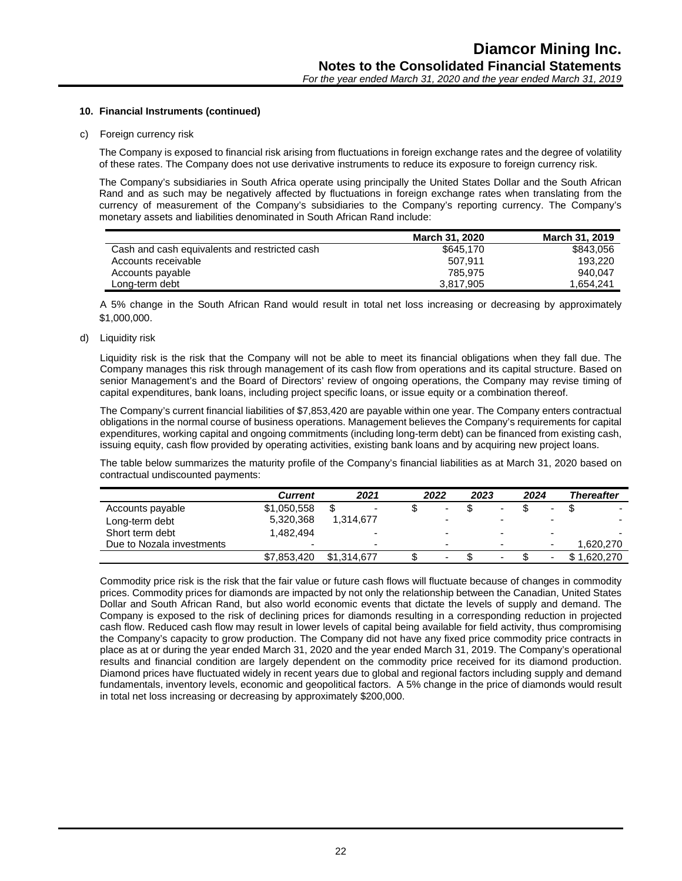**10. Financial Instruments (continued)**

c) Foreign currency risk

The Company is exposed to financial risk arising from fluctuations in foreign exchange rates and the degree of volatility of these rates. The Company does not use derivative instruments to reduce its exposure to foreign currency risk.

The Company's subsidiaries in South Africa operate using principally the United States Dollar and the South African Rand and as such may be negatively affected by fluctuations in foreign exchange rates when translating from the currency of measurement of the Company's subsidiaries to the Company's reporting currency. The Company's monetary assets and liabilities denominated in South African Rand include:

| | March 31, 2020 | March 31, 2019 |
|---|---|---|
| Cash and cash equivalents and restricted cash | $645,170 | $843,056 |
| Accounts receivable | 507,911 | 193,220 |
| Accounts payable | 785,975 | 940,047 |
| Long-term debt | 3,817,905 | 1,654,241 |

A 5% change in the South African Rand would result in total net loss increasing or decreasing by approximately $1,000,000.

d) Liquidity risk

Liquidity risk is the risk that the Company will not be able to meet its financial obligations when they fall due. The Company manages this risk through management of its cash flow from operations and its capital structure. Based on senior Management's and the Board of Directors' review of ongoing operations, the Company may revise timing of capital expenditures, bank loans, including project specific loans, or issue equity or a combination thereof.

The Company's current financial liabilities of $7,853,420 are payable within one year. The Company enters contractual obligations in the normal course of business operations. Management believes the Company's requirements for capital expenditures, working capital and ongoing commitments (including long-term debt) can be financed from existing cash, issuing equity, cash flow provided by operating activities, existing bank loans and by acquiring new project loans.

The table below summarizes the maturity profile of the Company's financial liabilities as at March 31, 2020 based on contractual undiscounted payments:

| | *Current* | *2021* | *2022* | *2023* | *2024* | *Thereafter* |
|---|---|---|---|---|---|---|
| Accounts payable | $1,050,558 | $ - | $ - | $ - | $ - | $ - |
| Long-term debt | 5,320,368 | 1,314,677 | - | - | - | - |
| Short term debt | 1,482,494 | - | - | - | - | - |
| Due to Nozala investments | - | - | - | - | - | 1,620,270 |
| | $7,853,420 | $1,314,677 | $ - | $ - | $ - | $ 1,620,270 |

Commodity price risk is the risk that the fair value or future cash flows will fluctuate because of changes in commodity prices. Commodity prices for diamonds are impacted by not only the relationship between the Canadian, United States Dollar and South African Rand, but also world economic events that dictate the levels of supply and demand. The Company is exposed to the risk of declining prices for diamonds resulting in a corresponding reduction in projected cash flow. Reduced cash flow may result in lower levels of capital being available for field activity, thus compromising the Company's capacity to grow production. The Company did not have any fixed price commodity price contracts in place as at or during the year ended March 31, 2020 and the year ended March 31, 2019. The Company's operational results and financial condition are largely dependent on the commodity price received for its diamond production. Diamond prices have fluctuated widely in recent years due to global and regional factors including supply and demand fundamentals, inventory levels, economic and geopolitical factors. A 5% change in the price of diamonds would result in total net loss increasing or decreasing by approximately $200,000.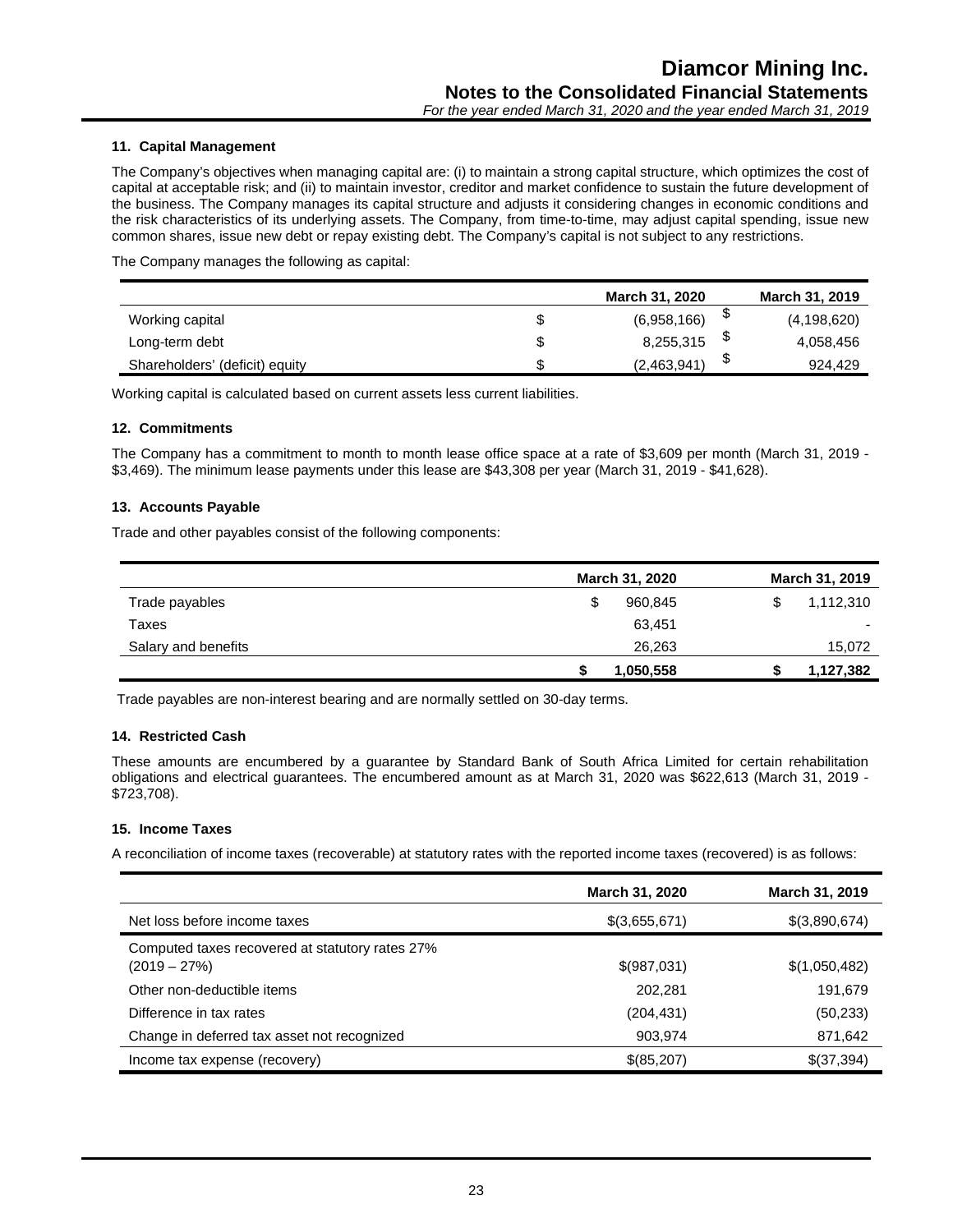## 11. Capital Management

The Company's objectives when managing capital are: (i) to maintain a strong capital structure, which optimizes the cost of capital at acceptable risk; and (ii) to maintain investor, creditor and market confidence to sustain the future development of the business. The Company manages its capital structure and adjusts it considering changes in economic conditions and the risk characteristics of its underlying assets. The Company, from time-to-time, may adjust capital spending, issue new common shares, issue new debt or repay existing debt. The Company's capital is not subject to any restrictions.

The Company manages the following as capital:

| | March 31, 2020 | March 31, 2019 |
|---|---|---|
| Working capital | $ (6,958,166) | $ (4,198,620) |
| Long-term debt | $ 8,255,315 | $ 4,058,456 |
| Shareholders' (deficit) equity | $ (2,463,941) | $ 924,429 |

Working capital is calculated based on current assets less current liabilities.

## 12. Commitments

The Company has a commitment to month to month lease office space at a rate of $3,609 per month (March 31, 2019 - $3,469). The minimum lease payments under this lease are $43,308 per year (March 31, 2019 - $41,628).

## 13. Accounts Payable

Trade and other payables consist of the following components:

| | March 31, 2020 | March 31, 2019 |
|---|---|---|
| Trade payables | $ 960,845 | $ 1,112,310 |
| Taxes | 63,451 | - |
| Salary and benefits | 26,263 | 15,072 |
| | **$ 1,050,558** | **$ 1,127,382** |

Trade payables are non-interest bearing and are normally settled on 30-day terms.

## 14. Restricted Cash

These amounts are encumbered by a guarantee by Standard Bank of South Africa Limited for certain rehabilitation obligations and electrical guarantees. The encumbered amount as at March 31, 2020 was $622,613 (March 31, 2019 - $723,708).

## 15. Income Taxes

A reconciliation of income taxes (recoverable) at statutory rates with the reported income taxes (recovered) is as follows:

| | March 31, 2020 | March 31, 2019 |
|---|---|---|
| Net loss before income taxes | $(3,655,671) | $(3,890,674) |
| Computed taxes recovered at statutory rates 27% (2019 – 27%) | $(987,031) | $(1,050,482) |
| Other non-deductible items | 202,281 | 191,679 |
| Difference in tax rates | (204,431) | (50,233) |
| Change in deferred tax asset not recognized | 903,974 | 871,642 |
| Income tax expense (recovery) | $(85,207) | $(37,394) |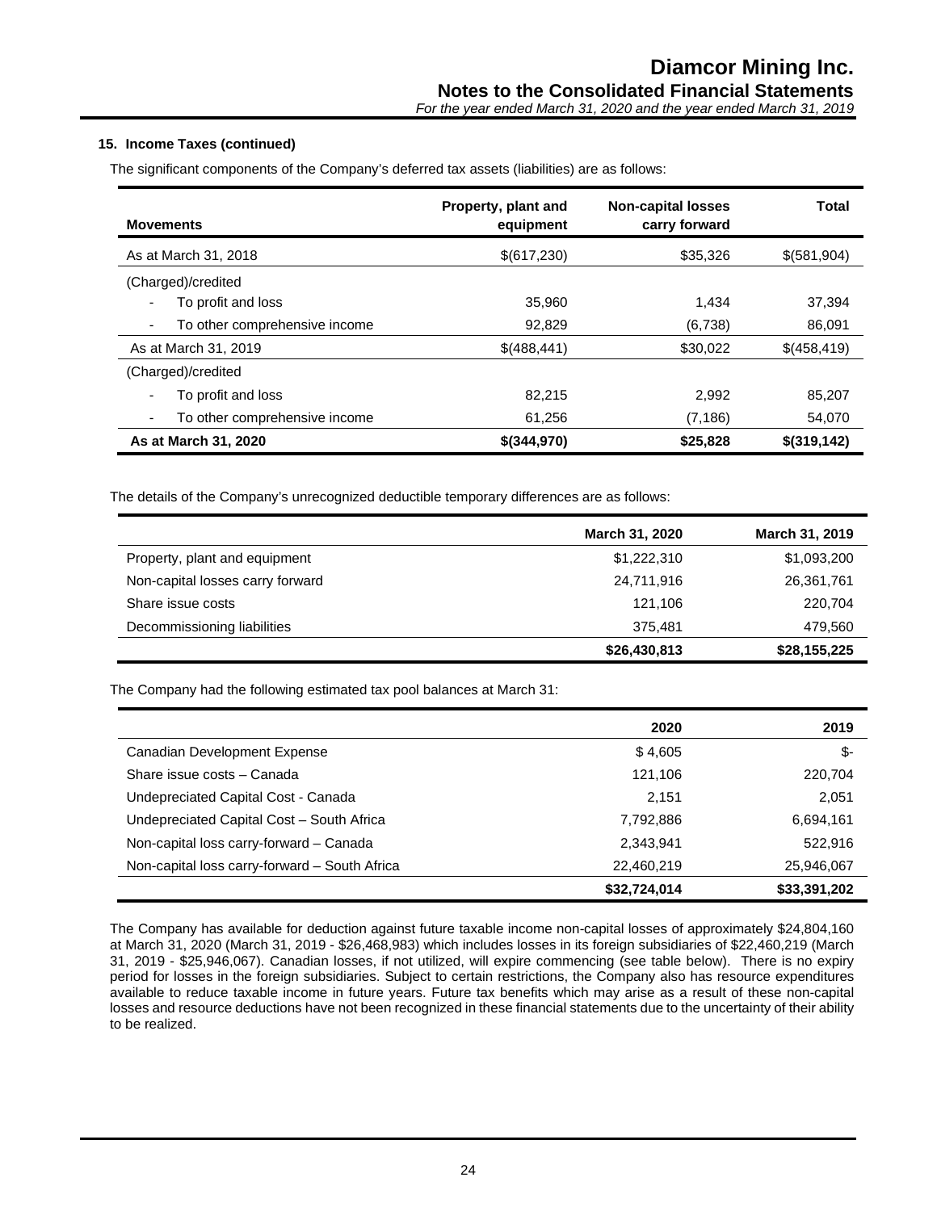#### 15. Income Taxes (continued)

The significant components of the Company's deferred tax assets (liabilities) are as follows:

| Movements | Property, plant and equipment | Non-capital losses carry forward | Total |
|---|---|---|---|
| As at March 31, 2018 | $(617,230) | $35,326 | $(581,904) |
| (Charged)/credited | | | |
| - To profit and loss | 35,960 | 1,434 | 37,394 |
| - To other comprehensive income | 92,829 | (6,738) | 86,091 |
| As at March 31, 2019 | $(488,441) | $30,022 | $(458,419) |
| (Charged)/credited | | | |
| - To profit and loss | 82,215 | 2,992 | 85,207 |
| - To other comprehensive income | 61,256 | (7,186) | 54,070 |
| **As at March 31, 2020** | **$(344,970)** | **$25,828** | **$(319,142)** |

The details of the Company's unrecognized deductible temporary differences are as follows:

| | March 31, 2020 | March 31, 2019 |
|---|---|---|
| Property, plant and equipment | $1,222,310 | $1,093,200 |
| Non-capital losses carry forward | 24,711,916 | 26,361,761 |
| Share issue costs | 121,106 | 220,704 |
| Decommissioning liabilities | 375,481 | 479,560 |
| | **$26,430,813** | **$28,155,225** |

The Company had the following estimated tax pool balances at March 31:

| | 2020 | 2019 |
|---|---|---|
| Canadian Development Expense | $ 4,605 | $- |
| Share issue costs – Canada | 121,106 | 220,704 |
| Undepreciated Capital Cost - Canada | 2,151 | 2,051 |
| Undepreciated Capital Cost – South Africa | 7,792,886 | 6,694,161 |
| Non-capital loss carry-forward – Canada | 2,343,941 | 522,916 |
| Non-capital loss carry-forward – South Africa | 22,460,219 | 25,946,067 |
| | **$32,724,014** | **$33,391,202** |

The Company has available for deduction against future taxable income non-capital losses of approximately $24,804,160 at March 31, 2020 (March 31, 2019 - $26,468,983) which includes losses in its foreign subsidiaries of $22,460,219 (March 31, 2019 - $25,946,067). Canadian losses, if not utilized, will expire commencing (see table below). There is no expiry period for losses in the foreign subsidiaries. Subject to certain restrictions, the Company also has resource expenditures available to reduce taxable income in future years. Future tax benefits which may arise as a result of these non-capital losses and resource deductions have not been recognized in these financial statements due to the uncertainty of their ability to be realized.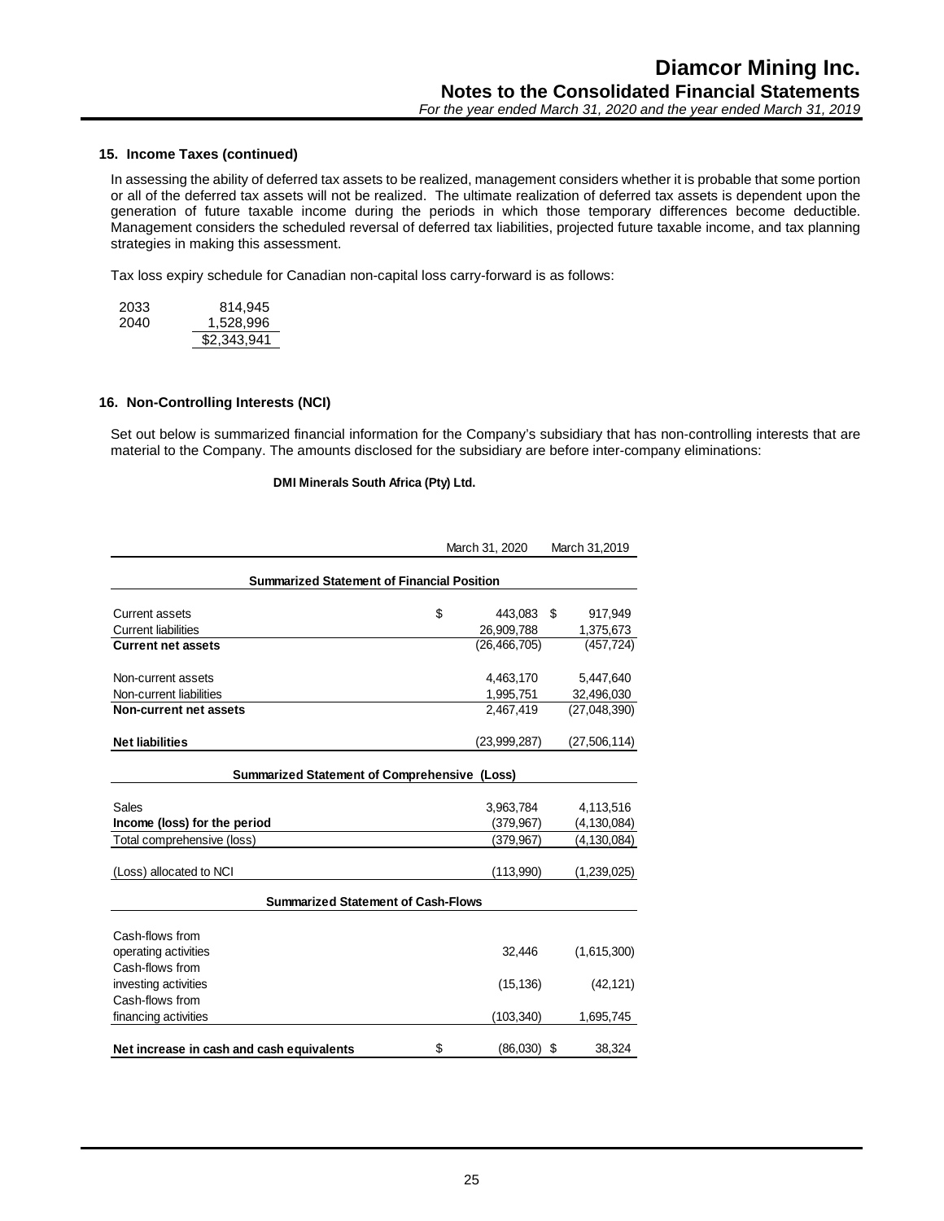### 15. Income Taxes (continued)

In assessing the ability of deferred tax assets to be realized, management considers whether it is probable that some portion or all of the deferred tax assets will not be realized. The ultimate realization of deferred tax assets is dependent upon the generation of future taxable income during the periods in which those temporary differences become deductible. Management considers the scheduled reversal of deferred tax liabilities, projected future taxable income, and tax planning strategies in making this assessment.

Tax loss expiry schedule for Canadian non-capital loss carry-forward is as follows:

| | |
|---|---|
| 2033 | 814,945 |
| 2040 | 1,528,996 |
| | $2,343,941 |

### 16. Non-Controlling Interests (NCI)

Set out below is summarized financial information for the Company's subsidiary that has non-controlling interests that are material to the Company. The amounts disclosed for the subsidiary are before inter-company eliminations:

**DMI Minerals South Africa (Pty) Ltd.**

| | March 31, 2020 | March 31,2019 |
|---|---|---|
| **Summarized Statement of Financial Position** | | |
| Current assets | $ 443,083 | $ 917,949 |
| Current liabilities | 26,909,788 | 1,375,673 |
| **Current net assets** | (26,466,705) | (457,724) |
| Non-current assets | 4,463,170 | 5,447,640 |
| Non-current liabilities | 1,995,751 | 32,496,030 |
| **Non-current net assets** | 2,467,419 | (27,048,390) |
| **Net liabilities** | (23,999,287) | (27,506,114) |
| **Summarized Statement of Comprehensive (Loss)** | | |
| Sales | 3,963,784 | 4,113,516 |
| **Income (loss) for the period** | (379,967) | (4,130,084) |
| Total comprehensive (loss) | (379,967) | (4,130,084) |
| (Loss) allocated to NCI | (113,990) | (1,239,025) |
| **Summarized Statement of Cash-Flows** | | |
| Cash-flows from operating activities | 32,446 | (1,615,300) |
| Cash-flows from investing activities | (15,136) | (42,121) |
| Cash-flows from financing activities | (103,340) | 1,695,745 |
| **Net increase in cash and cash equivalents** | $ (86,030) | $ 38,324 |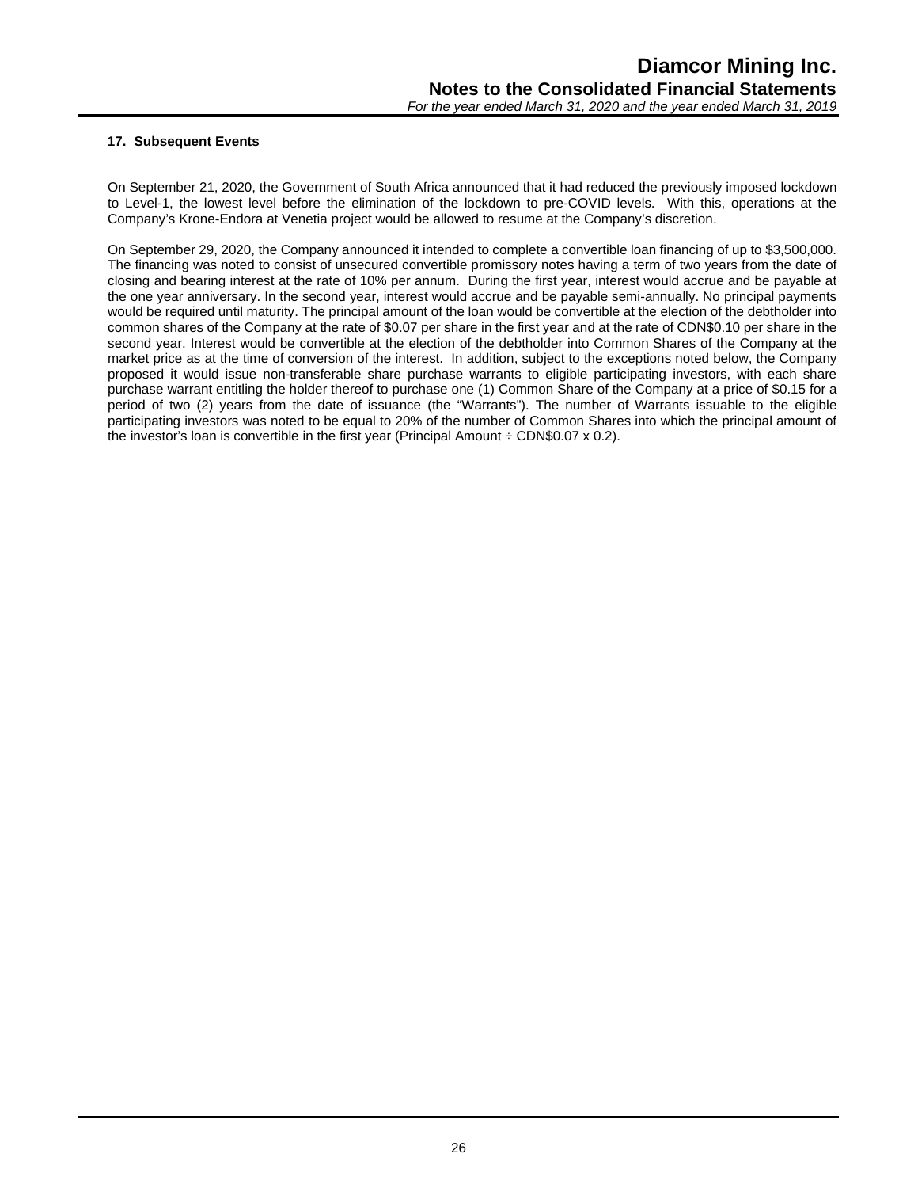### 17. Subsequent Events

On September 21, 2020, the Government of South Africa announced that it had reduced the previously imposed lockdown to Level-1, the lowest level before the elimination of the lockdown to pre-COVID levels. With this, operations at the Company's Krone-Endora at Venetia project would be allowed to resume at the Company's discretion.

On September 29, 2020, the Company announced it intended to complete a convertible loan financing of up to $3,500,000. The financing was noted to consist of unsecured convertible promissory notes having a term of two years from the date of closing and bearing interest at the rate of 10% per annum. During the first year, interest would accrue and be payable at the one year anniversary. In the second year, interest would accrue and be payable semi-annually. No principal payments would be required until maturity. The principal amount of the loan would be convertible at the election of the debtholder into common shares of the Company at the rate of $0.07 per share in the first year and at the rate of CDN$0.10 per share in the second year. Interest would be convertible at the election of the debtholder into Common Shares of the Company at the market price as at the time of conversion of the interest. In addition, subject to the exceptions noted below, the Company proposed it would issue non-transferable share purchase warrants to eligible participating investors, with each share purchase warrant entitling the holder thereof to purchase one (1) Common Share of the Company at a price of $0.15 for a period of two (2) years from the date of issuance (the "Warrants"). The number of Warrants issuable to the eligible participating investors was noted to be equal to 20% of the number of Common Shares into which the principal amount of the investor's loan is convertible in the first year (Principal Amount ÷ CDN$0.07 x 0.2).